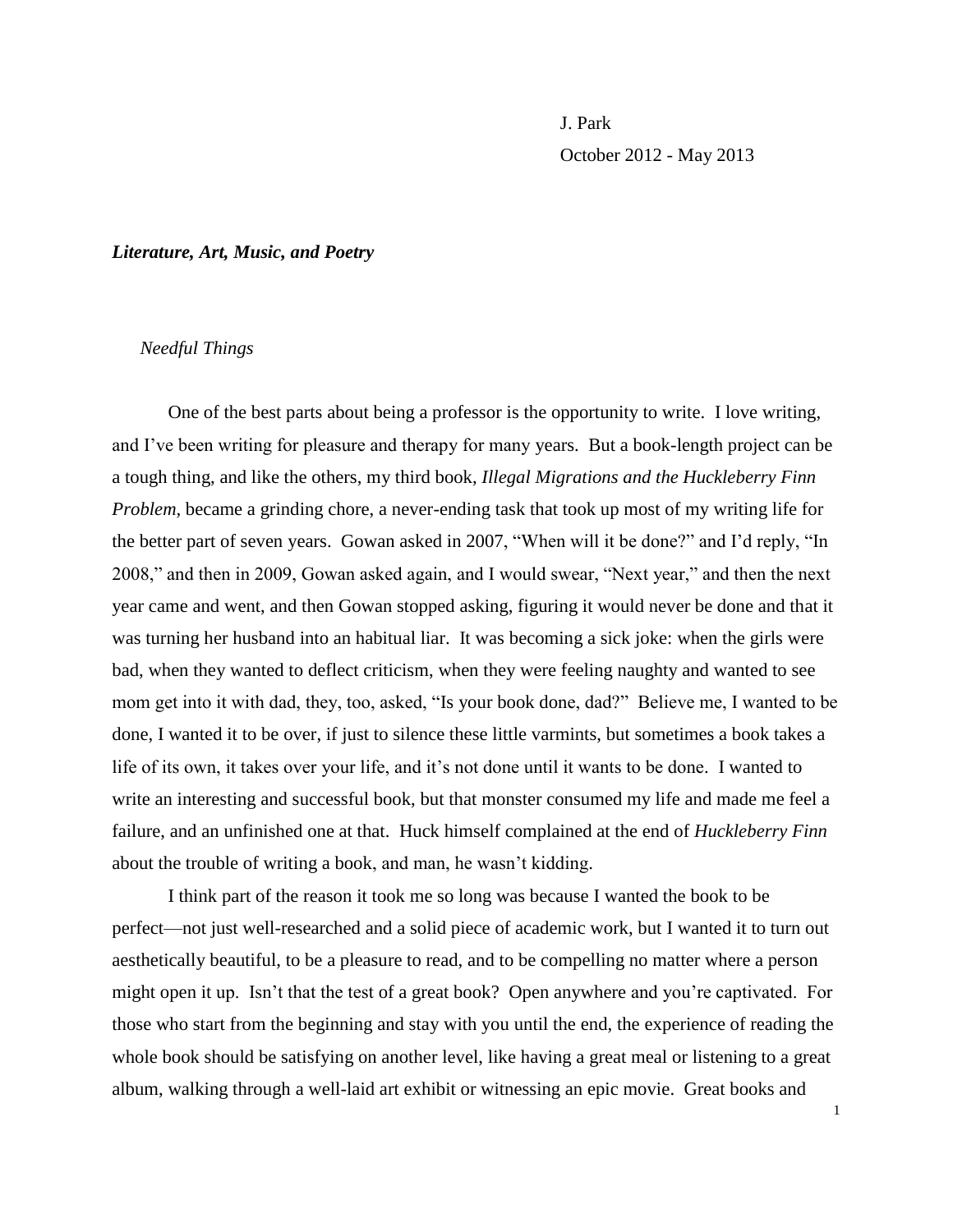J. Park

October 2012 - May 2013

***Literature, Art, Music, and Poetry***

*Needful Things*

One of the best parts about being a professor is the opportunity to write. I love writing, and I've been writing for pleasure and therapy for many years. But a book-length project can be a tough thing, and like the others, my third book, *Illegal Migrations and the Huckleberry Finn Problem,* became a grinding chore, a never-ending task that took up most of my writing life for the better part of seven years. Gowan asked in 2007, "When will it be done?" and I'd reply, "In 2008," and then in 2009, Gowan asked again, and I would swear, "Next year," and then the next year came and went, and then Gowan stopped asking, figuring it would never be done and that it was turning her husband into an habitual liar. It was becoming a sick joke: when the girls were bad, when they wanted to deflect criticism, when they were feeling naughty and wanted to see mom get into it with dad, they, too, asked, "Is your book done, dad?" Believe me, I wanted to be done, I wanted it to be over, if just to silence these little varmints, but sometimes a book takes a life of its own, it takes over your life, and it's not done until it wants to be done. I wanted to write an interesting and successful book, but that monster consumed my life and made me feel a failure, and an unfinished one at that. Huck himself complained at the end of *Huckleberry Finn* about the trouble of writing a book, and man, he wasn't kidding.

I think part of the reason it took me so long was because I wanted the book to be perfect—not just well-researched and a solid piece of academic work, but I wanted it to turn out aesthetically beautiful, to be a pleasure to read, and to be compelling no matter where a person might open it up. Isn't that the test of a great book? Open anywhere and you're captivated. For those who start from the beginning and stay with you until the end, the experience of reading the whole book should be satisfying on another level, like having a great meal or listening to a great album, walking through a well-laid art exhibit or witnessing an epic movie. Great books and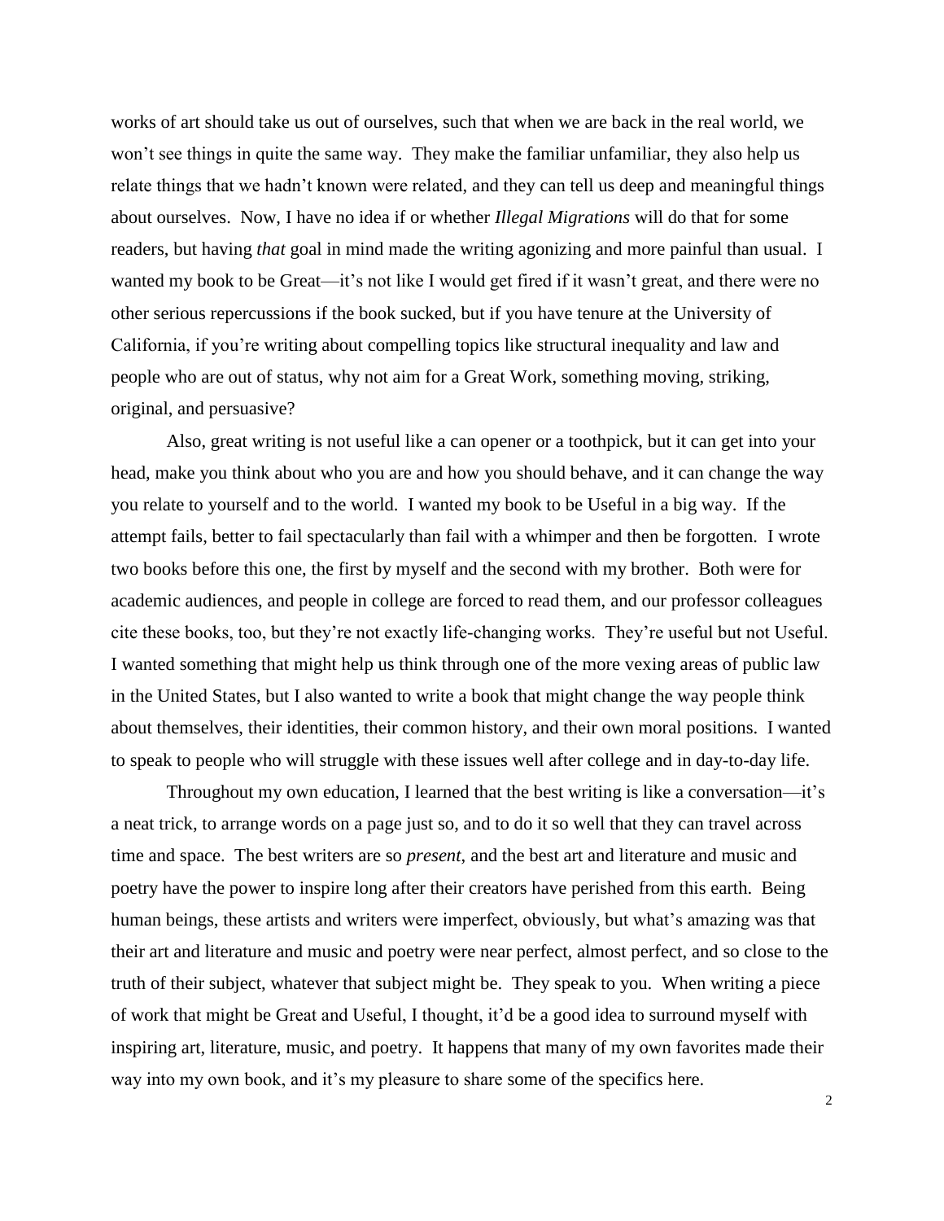works of art should take us out of ourselves, such that when we are back in the real world, we won't see things in quite the same way. They make the familiar unfamiliar, they also help us relate things that we hadn't known were related, and they can tell us deep and meaningful things about ourselves. Now, I have no idea if or whether *Illegal Migrations* will do that for some readers, but having *that* goal in mind made the writing agonizing and more painful than usual. I wanted my book to be Great—it's not like I would get fired if it wasn't great, and there were no other serious repercussions if the book sucked, but if you have tenure at the University of California, if you're writing about compelling topics like structural inequality and law and people who are out of status, why not aim for a Great Work, something moving, striking, original, and persuasive?

Also, great writing is not useful like a can opener or a toothpick, but it can get into your head, make you think about who you are and how you should behave, and it can change the way you relate to yourself and to the world. I wanted my book to be Useful in a big way. If the attempt fails, better to fail spectacularly than fail with a whimper and then be forgotten. I wrote two books before this one, the first by myself and the second with my brother. Both were for academic audiences, and people in college are forced to read them, and our professor colleagues cite these books, too, but they're not exactly life-changing works. They're useful but not Useful. I wanted something that might help us think through one of the more vexing areas of public law in the United States, but I also wanted to write a book that might change the way people think about themselves, their identities, their common history, and their own moral positions. I wanted to speak to people who will struggle with these issues well after college and in day-to-day life.

Throughout my own education, I learned that the best writing is like a conversation—it's a neat trick, to arrange words on a page just so, and to do it so well that they can travel across time and space. The best writers are so *present*, and the best art and literature and music and poetry have the power to inspire long after their creators have perished from this earth. Being human beings, these artists and writers were imperfect, obviously, but what's amazing was that their art and literature and music and poetry were near perfect, almost perfect, and so close to the truth of their subject, whatever that subject might be. They speak to you. When writing a piece of work that might be Great and Useful, I thought, it'd be a good idea to surround myself with inspiring art, literature, music, and poetry. It happens that many of my own favorites made their way into my own book, and it's my pleasure to share some of the specifics here.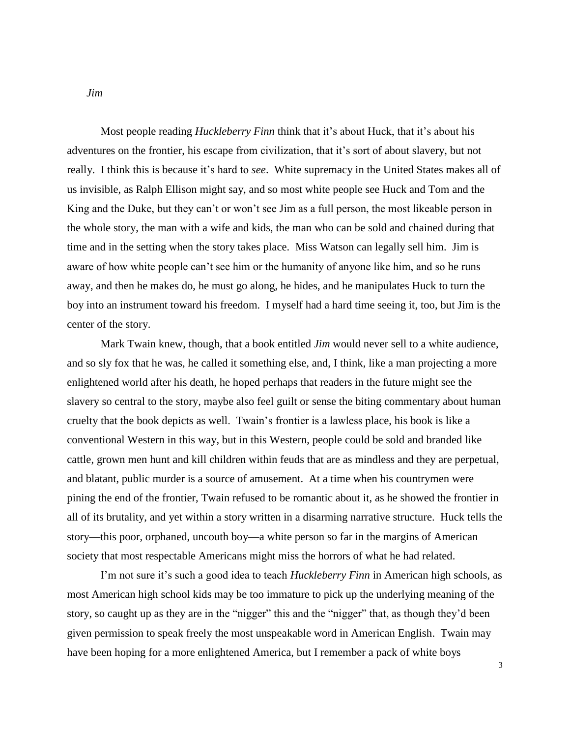*Jim*

Most people reading *Huckleberry Finn* think that it's about Huck, that it's about his adventures on the frontier, his escape from civilization, that it's sort of about slavery, but not really. I think this is because it's hard to *see*. White supremacy in the United States makes all of us invisible, as Ralph Ellison might say, and so most white people see Huck and Tom and the King and the Duke, but they can't or won't see Jim as a full person, the most likeable person in the whole story, the man with a wife and kids, the man who can be sold and chained during that time and in the setting when the story takes place. Miss Watson can legally sell him. Jim is aware of how white people can't see him or the humanity of anyone like him, and so he runs away, and then he makes do, he must go along, he hides, and he manipulates Huck to turn the boy into an instrument toward his freedom. I myself had a hard time seeing it, too, but Jim is the center of the story.

Mark Twain knew, though, that a book entitled *Jim* would never sell to a white audience, and so sly fox that he was, he called it something else, and, I think, like a man projecting a more enlightened world after his death, he hoped perhaps that readers in the future might see the slavery so central to the story, maybe also feel guilt or sense the biting commentary about human cruelty that the book depicts as well. Twain's frontier is a lawless place, his book is like a conventional Western in this way, but in this Western, people could be sold and branded like cattle, grown men hunt and kill children within feuds that are as mindless and they are perpetual, and blatant, public murder is a source of amusement. At a time when his countrymen were pining the end of the frontier, Twain refused to be romantic about it, as he showed the frontier in all of its brutality, and yet within a story written in a disarming narrative structure. Huck tells the story—this poor, orphaned, uncouth boy—a white person so far in the margins of American society that most respectable Americans might miss the horrors of what he had related.

I'm not sure it's such a good idea to teach *Huckleberry Finn* in American high schools, as most American high school kids may be too immature to pick up the underlying meaning of the story, so caught up as they are in the "nigger" this and the "nigger" that, as though they'd been given permission to speak freely the most unspeakable word in American English. Twain may have been hoping for a more enlightened America, but I remember a pack of white boys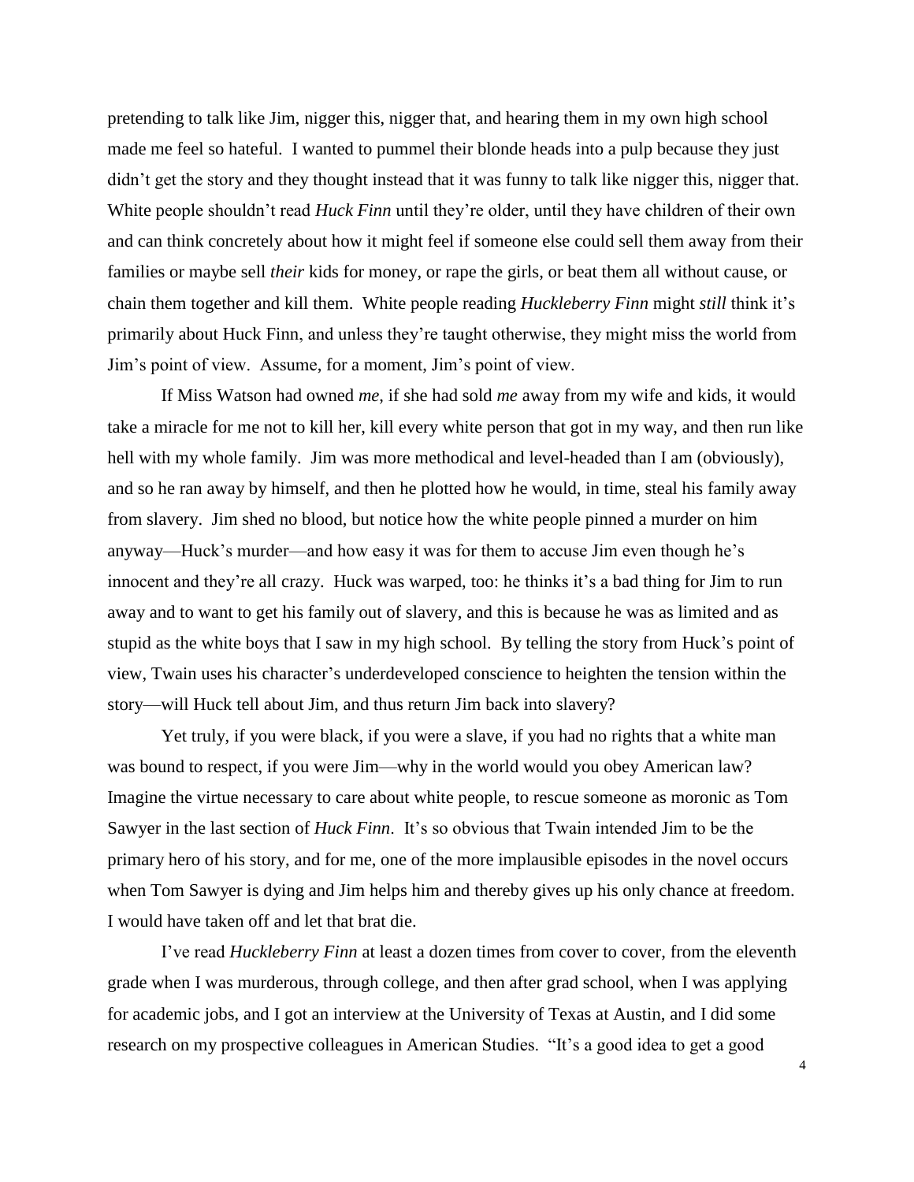pretending to talk like Jim, nigger this, nigger that, and hearing them in my own high school made me feel so hateful. I wanted to pummel their blonde heads into a pulp because they just didn't get the story and they thought instead that it was funny to talk like nigger this, nigger that. White people shouldn't read *Huck Finn* until they're older, until they have children of their own and can think concretely about how it might feel if someone else could sell them away from their families or maybe sell *their* kids for money, or rape the girls, or beat them all without cause, or chain them together and kill them. White people reading *Huckleberry Finn* might *still* think it's primarily about Huck Finn, and unless they're taught otherwise, they might miss the world from Jim's point of view. Assume, for a moment, Jim's point of view.

If Miss Watson had owned *me*, if she had sold *me* away from my wife and kids, it would take a miracle for me not to kill her, kill every white person that got in my way, and then run like hell with my whole family. Jim was more methodical and level-headed than I am (obviously), and so he ran away by himself, and then he plotted how he would, in time, steal his family away from slavery. Jim shed no blood, but notice how the white people pinned a murder on him anyway—Huck's murder—and how easy it was for them to accuse Jim even though he's innocent and they're all crazy. Huck was warped, too: he thinks it's a bad thing for Jim to run away and to want to get his family out of slavery, and this is because he was as limited and as stupid as the white boys that I saw in my high school. By telling the story from Huck's point of view, Twain uses his character's underdeveloped conscience to heighten the tension within the story—will Huck tell about Jim, and thus return Jim back into slavery?

Yet truly, if you were black, if you were a slave, if you had no rights that a white man was bound to respect, if you were Jim—why in the world would you obey American law? Imagine the virtue necessary to care about white people, to rescue someone as moronic as Tom Sawyer in the last section of *Huck Finn*. It's so obvious that Twain intended Jim to be the primary hero of his story, and for me, one of the more implausible episodes in the novel occurs when Tom Sawyer is dying and Jim helps him and thereby gives up his only chance at freedom. I would have taken off and let that brat die.

I've read *Huckleberry Finn* at least a dozen times from cover to cover, from the eleventh grade when I was murderous, through college, and then after grad school, when I was applying for academic jobs, and I got an interview at the University of Texas at Austin, and I did some research on my prospective colleagues in American Studies. "It's a good idea to get a good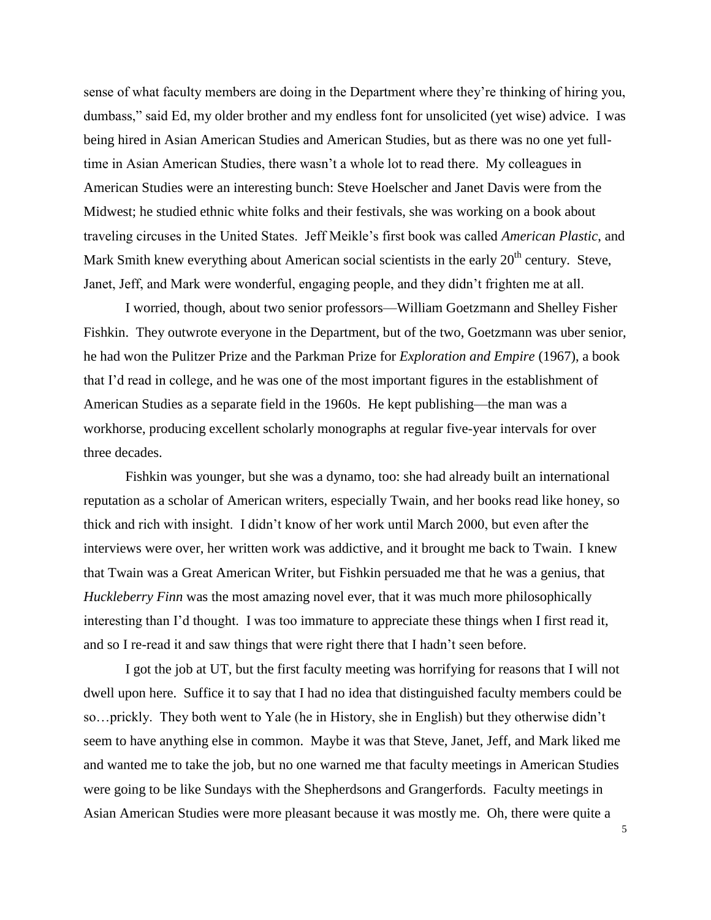sense of what faculty members are doing in the Department where they're thinking of hiring you, dumbass," said Ed, my older brother and my endless font for unsolicited (yet wise) advice. I was being hired in Asian American Studies and American Studies, but as there was no one yet full-time in Asian American Studies, there wasn't a whole lot to read there. My colleagues in American Studies were an interesting bunch: Steve Hoelscher and Janet Davis were from the Midwest; he studied ethnic white folks and their festivals, she was working on a book about traveling circuses in the United States. Jeff Meikle's first book was called *American Plastic*, and Mark Smith knew everything about American social scientists in the early 20th century. Steve, Janet, Jeff, and Mark were wonderful, engaging people, and they didn't frighten me at all.

I worried, though, about two senior professors—William Goetzmann and Shelley Fisher Fishkin. They outwrote everyone in the Department, but of the two, Goetzmann was uber senior, he had won the Pulitzer Prize and the Parkman Prize for *Exploration and Empire* (1967), a book that I'd read in college, and he was one of the most important figures in the establishment of American Studies as a separate field in the 1960s. He kept publishing—the man was a workhorse, producing excellent scholarly monographs at regular five-year intervals for over three decades.

Fishkin was younger, but she was a dynamo, too: she had already built an international reputation as a scholar of American writers, especially Twain, and her books read like honey, so thick and rich with insight. I didn't know of her work until March 2000, but even after the interviews were over, her written work was addictive, and it brought me back to Twain. I knew that Twain was a Great American Writer, but Fishkin persuaded me that he was a genius, that *Huckleberry Finn* was the most amazing novel ever, that it was much more philosophically interesting than I'd thought. I was too immature to appreciate these things when I first read it, and so I re-read it and saw things that were right there that I hadn't seen before.

I got the job at UT, but the first faculty meeting was horrifying for reasons that I will not dwell upon here. Suffice it to say that I had no idea that distinguished faculty members could be so…prickly. They both went to Yale (he in History, she in English) but they otherwise didn't seem to have anything else in common. Maybe it was that Steve, Janet, Jeff, and Mark liked me and wanted me to take the job, but no one warned me that faculty meetings in American Studies were going to be like Sundays with the Shepherdsons and Grangerfords. Faculty meetings in Asian American Studies were more pleasant because it was mostly me. Oh, there were quite a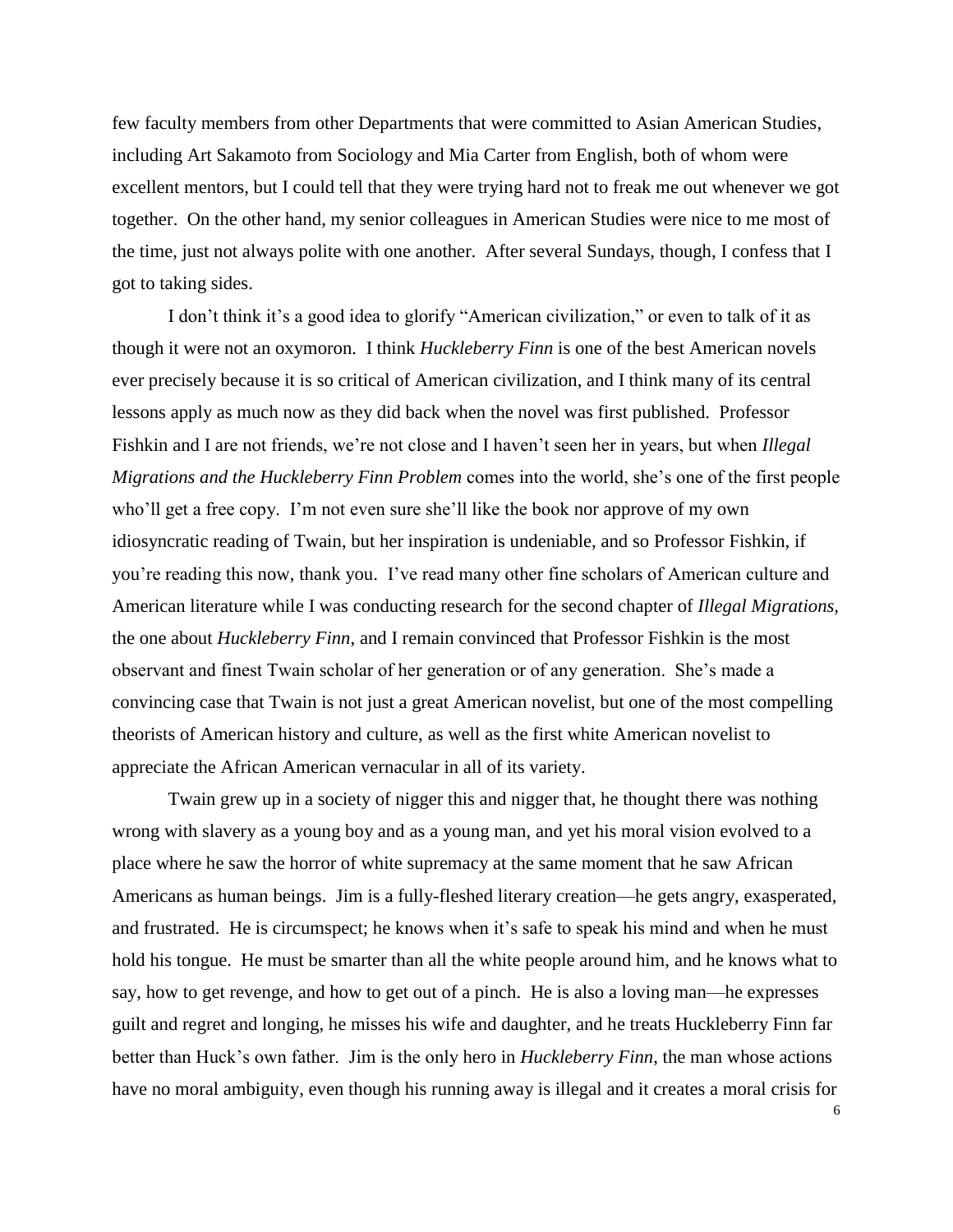few faculty members from other Departments that were committed to Asian American Studies, including Art Sakamoto from Sociology and Mia Carter from English, both of whom were excellent mentors, but I could tell that they were trying hard not to freak me out whenever we got together. On the other hand, my senior colleagues in American Studies were nice to me most of the time, just not always polite with one another. After several Sundays, though, I confess that I got to taking sides.

I don't think it's a good idea to glorify "American civilization," or even to talk of it as though it were not an oxymoron. I think *Huckleberry Finn* is one of the best American novels ever precisely because it is so critical of American civilization, and I think many of its central lessons apply as much now as they did back when the novel was first published. Professor Fishkin and I are not friends, we're not close and I haven't seen her in years, but when *Illegal Migrations and the Huckleberry Finn Problem* comes into the world, she's one of the first people who'll get a free copy. I'm not even sure she'll like the book nor approve of my own idiosyncratic reading of Twain, but her inspiration is undeniable, and so Professor Fishkin, if you're reading this now, thank you. I've read many other fine scholars of American culture and American literature while I was conducting research for the second chapter of *Illegal Migrations*, the one about *Huckleberry Finn*, and I remain convinced that Professor Fishkin is the most observant and finest Twain scholar of her generation or of any generation. She's made a convincing case that Twain is not just a great American novelist, but one of the most compelling theorists of American history and culture, as well as the first white American novelist to appreciate the African American vernacular in all of its variety.

Twain grew up in a society of nigger this and nigger that, he thought there was nothing wrong with slavery as a young boy and as a young man, and yet his moral vision evolved to a place where he saw the horror of white supremacy at the same moment that he saw African Americans as human beings. Jim is a fully-fleshed literary creation—he gets angry, exasperated, and frustrated. He is circumspect; he knows when it's safe to speak his mind and when he must hold his tongue. He must be smarter than all the white people around him, and he knows what to say, how to get revenge, and how to get out of a pinch. He is also a loving man—he expresses guilt and regret and longing, he misses his wife and daughter, and he treats Huckleberry Finn far better than Huck's own father. Jim is the only hero in *Huckleberry Finn*, the man whose actions have no moral ambiguity, even though his running away is illegal and it creates a moral crisis for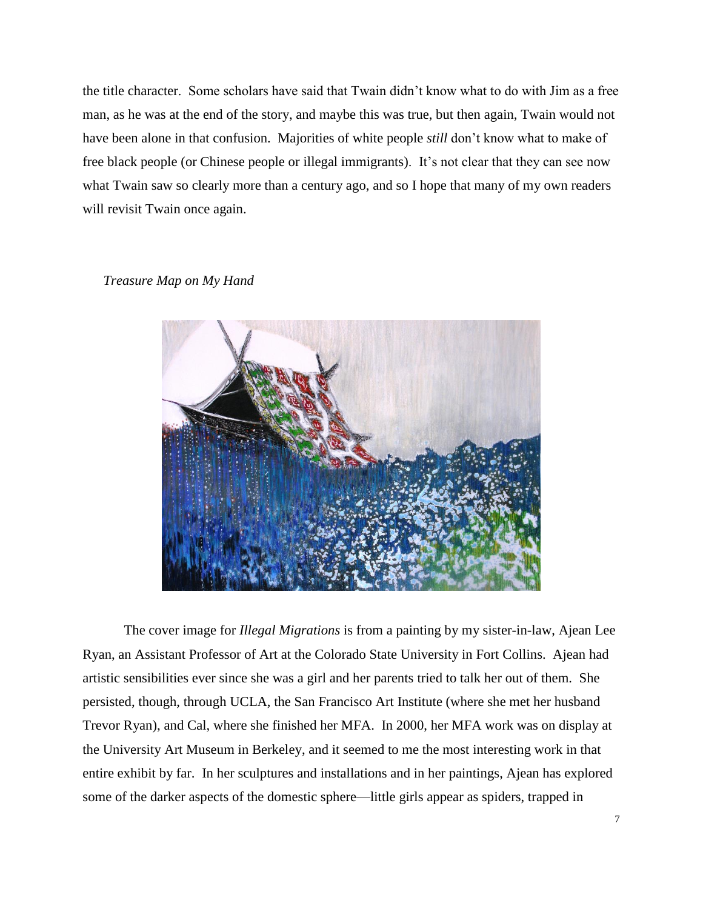the title character. Some scholars have said that Twain didn't know what to do with Jim as a free man, as he was at the end of the story, and maybe this was true, but then again, Twain would not have been alone in that confusion. Majorities of white people *still* don't know what to make of free black people (or Chinese people or illegal immigrants). It's not clear that they can see now what Twain saw so clearly more than a century ago, and so I hope that many of my own readers will revisit Twain once again.

*Treasure Map on My Hand*

The cover image for *Illegal Migrations* is from a painting by my sister-in-law, Ajean Lee Ryan, an Assistant Professor of Art at the Colorado State University in Fort Collins. Ajean had artistic sensibilities ever since she was a girl and her parents tried to talk her out of them. She persisted, though, through UCLA, the San Francisco Art Institute (where she met her husband Trevor Ryan), and Cal, where she finished her MFA. In 2000, her MFA work was on display at the University Art Museum in Berkeley, and it seemed to me the most interesting work in that entire exhibit by far. In her sculptures and installations and in her paintings, Ajean has explored some of the darker aspects of the domestic sphere—little girls appear as spiders, trapped in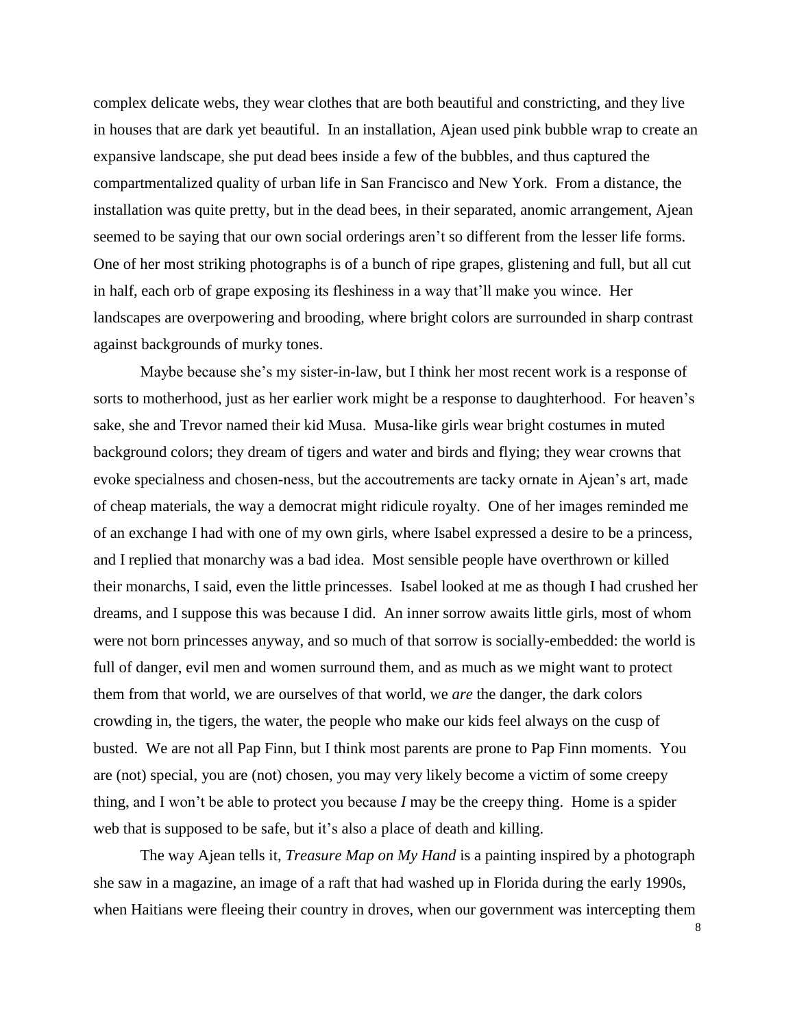complex delicate webs, they wear clothes that are both beautiful and constricting, and they live in houses that are dark yet beautiful. In an installation, Ajean used pink bubble wrap to create an expansive landscape, she put dead bees inside a few of the bubbles, and thus captured the compartmentalized quality of urban life in San Francisco and New York. From a distance, the installation was quite pretty, but in the dead bees, in their separated, anomic arrangement, Ajean seemed to be saying that our own social orderings aren't so different from the lesser life forms. One of her most striking photographs is of a bunch of ripe grapes, glistening and full, but all cut in half, each orb of grape exposing its fleshiness in a way that'll make you wince. Her landscapes are overpowering and brooding, where bright colors are surrounded in sharp contrast against backgrounds of murky tones.

Maybe because she's my sister-in-law, but I think her most recent work is a response of sorts to motherhood, just as her earlier work might be a response to daughterhood. For heaven's sake, she and Trevor named their kid Musa. Musa-like girls wear bright costumes in muted background colors; they dream of tigers and water and birds and flying; they wear crowns that evoke specialness and chosen-ness, but the accoutrements are tacky ornate in Ajean's art, made of cheap materials, the way a democrat might ridicule royalty. One of her images reminded me of an exchange I had with one of my own girls, where Isabel expressed a desire to be a princess, and I replied that monarchy was a bad idea. Most sensible people have overthrown or killed their monarchs, I said, even the little princesses. Isabel looked at me as though I had crushed her dreams, and I suppose this was because I did. An inner sorrow awaits little girls, most of whom were not born princesses anyway, and so much of that sorrow is socially-embedded: the world is full of danger, evil men and women surround them, and as much as we might want to protect them from that world, we are ourselves of that world, we *are* the danger, the dark colors crowding in, the tigers, the water, the people who make our kids feel always on the cusp of busted. We are not all Pap Finn, but I think most parents are prone to Pap Finn moments. You are (not) special, you are (not) chosen, you may very likely become a victim of some creepy thing, and I won't be able to protect you because *I* may be the creepy thing. Home is a spider web that is supposed to be safe, but it's also a place of death and killing.

The way Ajean tells it, *Treasure Map on My Hand* is a painting inspired by a photograph she saw in a magazine, an image of a raft that had washed up in Florida during the early 1990s, when Haitians were fleeing their country in droves, when our government was intercepting them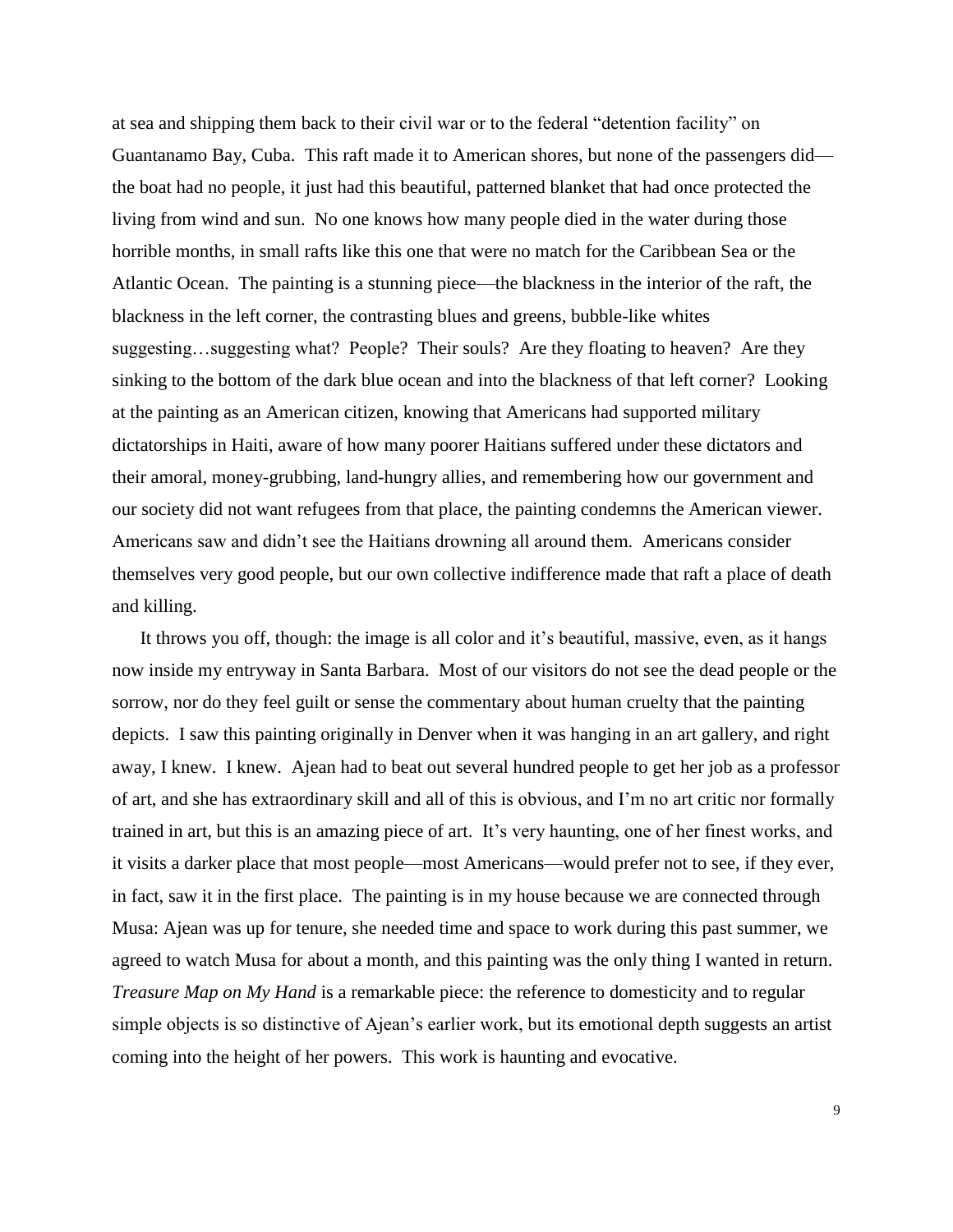at sea and shipping them back to their civil war or to the federal "detention facility" on Guantanamo Bay, Cuba. This raft made it to American shores, but none of the passengers did—the boat had no people, it just had this beautiful, patterned blanket that had once protected the living from wind and sun. No one knows how many people died in the water during those horrible months, in small rafts like this one that were no match for the Caribbean Sea or the Atlantic Ocean. The painting is a stunning piece—the blackness in the interior of the raft, the blackness in the left corner, the contrasting blues and greens, bubble-like whites suggesting…suggesting what? People? Their souls? Are they floating to heaven? Are they sinking to the bottom of the dark blue ocean and into the blackness of that left corner? Looking at the painting as an American citizen, knowing that Americans had supported military dictatorships in Haiti, aware of how many poorer Haitians suffered under these dictators and their amoral, money-grubbing, land-hungry allies, and remembering how our government and our society did not want refugees from that place, the painting condemns the American viewer. Americans saw and didn't see the Haitians drowning all around them. Americans consider themselves very good people, but our own collective indifference made that raft a place of death and killing.

It throws you off, though: the image is all color and it's beautiful, massive, even, as it hangs now inside my entryway in Santa Barbara. Most of our visitors do not see the dead people or the sorrow, nor do they feel guilt or sense the commentary about human cruelty that the painting depicts. I saw this painting originally in Denver when it was hanging in an art gallery, and right away, I knew. I knew. Ajean had to beat out several hundred people to get her job as a professor of art, and she has extraordinary skill and all of this is obvious, and I'm no art critic nor formally trained in art, but this is an amazing piece of art. It's very haunting, one of her finest works, and it visits a darker place that most people—most Americans—would prefer not to see, if they ever, in fact, saw it in the first place. The painting is in my house because we are connected through Musa: Ajean was up for tenure, she needed time and space to work during this past summer, we agreed to watch Musa for about a month, and this painting was the only thing I wanted in return. *Treasure Map on My Hand* is a remarkable piece: the reference to domesticity and to regular simple objects is so distinctive of Ajean's earlier work, but its emotional depth suggests an artist coming into the height of her powers. This work is haunting and evocative.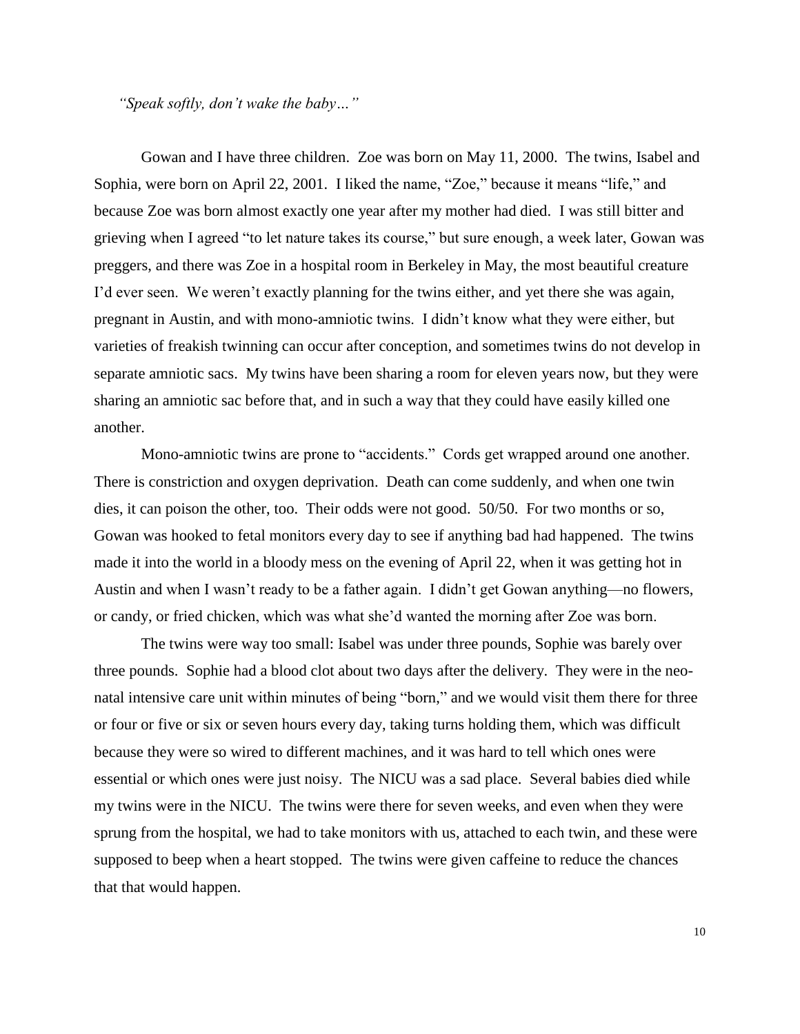*"Speak softly, don't wake the baby…"*

Gowan and I have three children. Zoe was born on May 11, 2000. The twins, Isabel and Sophia, were born on April 22, 2001. I liked the name, "Zoe," because it means "life," and because Zoe was born almost exactly one year after my mother had died. I was still bitter and grieving when I agreed "to let nature takes its course," but sure enough, a week later, Gowan was preggers, and there was Zoe in a hospital room in Berkeley in May, the most beautiful creature I'd ever seen. We weren't exactly planning for the twins either, and yet there she was again, pregnant in Austin, and with mono-amniotic twins. I didn't know what they were either, but varieties of freakish twinning can occur after conception, and sometimes twins do not develop in separate amniotic sacs. My twins have been sharing a room for eleven years now, but they were sharing an amniotic sac before that, and in such a way that they could have easily killed one another.

Mono-amniotic twins are prone to "accidents." Cords get wrapped around one another. There is constriction and oxygen deprivation. Death can come suddenly, and when one twin dies, it can poison the other, too. Their odds were not good. 50/50. For two months or so, Gowan was hooked to fetal monitors every day to see if anything bad had happened. The twins made it into the world in a bloody mess on the evening of April 22, when it was getting hot in Austin and when I wasn't ready to be a father again. I didn't get Gowan anything—no flowers, or candy, or fried chicken, which was what she'd wanted the morning after Zoe was born.

The twins were way too small: Isabel was under three pounds, Sophie was barely over three pounds. Sophie had a blood clot about two days after the delivery. They were in the neo-natal intensive care unit within minutes of being "born," and we would visit them there for three or four or five or six or seven hours every day, taking turns holding them, which was difficult because they were so wired to different machines, and it was hard to tell which ones were essential or which ones were just noisy. The NICU was a sad place. Several babies died while my twins were in the NICU. The twins were there for seven weeks, and even when they were sprung from the hospital, we had to take monitors with us, attached to each twin, and these were supposed to beep when a heart stopped. The twins were given caffeine to reduce the chances that that would happen.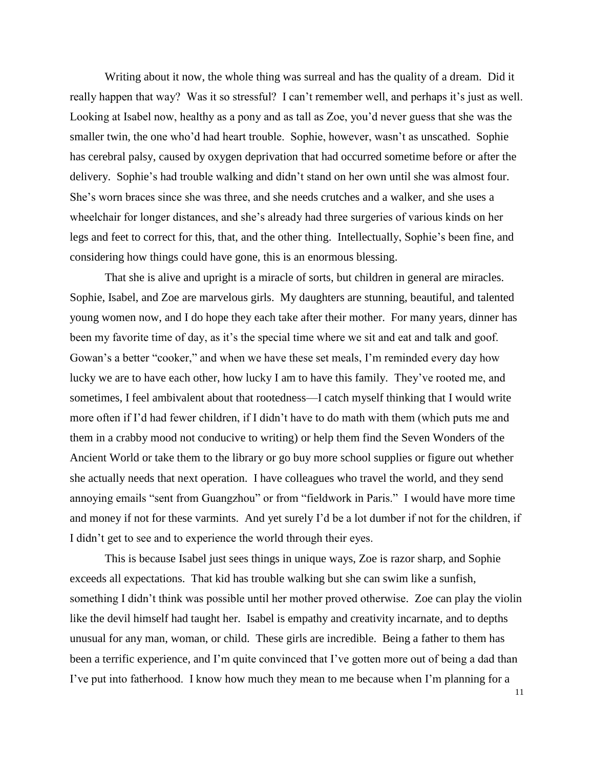Writing about it now, the whole thing was surreal and has the quality of a dream. Did it really happen that way? Was it so stressful? I can't remember well, and perhaps it's just as well. Looking at Isabel now, healthy as a pony and as tall as Zoe, you'd never guess that she was the smaller twin, the one who'd had heart trouble. Sophie, however, wasn't as unscathed. Sophie has cerebral palsy, caused by oxygen deprivation that had occurred sometime before or after the delivery. Sophie's had trouble walking and didn't stand on her own until she was almost four. She's worn braces since she was three, and she needs crutches and a walker, and she uses a wheelchair for longer distances, and she's already had three surgeries of various kinds on her legs and feet to correct for this, that, and the other thing. Intellectually, Sophie's been fine, and considering how things could have gone, this is an enormous blessing.

That she is alive and upright is a miracle of sorts, but children in general are miracles. Sophie, Isabel, and Zoe are marvelous girls. My daughters are stunning, beautiful, and talented young women now, and I do hope they each take after their mother. For many years, dinner has been my favorite time of day, as it's the special time where we sit and eat and talk and goof. Gowan's a better "cooker," and when we have these set meals, I'm reminded every day how lucky we are to have each other, how lucky I am to have this family. They've rooted me, and sometimes, I feel ambivalent about that rootedness—I catch myself thinking that I would write more often if I'd had fewer children, if I didn't have to do math with them (which puts me and them in a crabby mood not conducive to writing) or help them find the Seven Wonders of the Ancient World or take them to the library or go buy more school supplies or figure out whether she actually needs that next operation. I have colleagues who travel the world, and they send annoying emails "sent from Guangzhou" or from "fieldwork in Paris." I would have more time and money if not for these varmints. And yet surely I'd be a lot dumber if not for the children, if I didn't get to see and to experience the world through their eyes.

This is because Isabel just sees things in unique ways, Zoe is razor sharp, and Sophie exceeds all expectations. That kid has trouble walking but she can swim like a sunfish, something I didn't think was possible until her mother proved otherwise. Zoe can play the violin like the devil himself had taught her. Isabel is empathy and creativity incarnate, and to depths unusual for any man, woman, or child. These girls are incredible. Being a father to them has been a terrific experience, and I'm quite convinced that I've gotten more out of being a dad than I've put into fatherhood. I know how much they mean to me because when I'm planning for a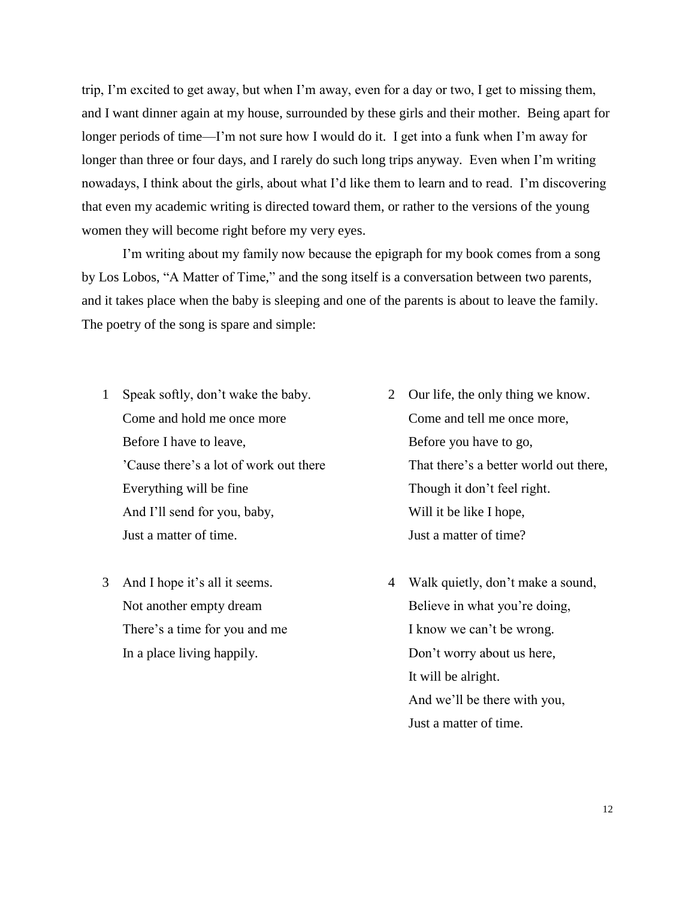trip, I'm excited to get away, but when I'm away, even for a day or two, I get to missing them, and I want dinner again at my house, surrounded by these girls and their mother. Being apart for longer periods of time—I'm not sure how I would do it. I get into a funk when I'm away for longer than three or four days, and I rarely do such long trips anyway. Even when I'm writing nowadays, I think about the girls, about what I'd like them to learn and to read. I'm discovering that even my academic writing is directed toward them, or rather to the versions of the young women they will become right before my very eyes.

I'm writing about my family now because the epigraph for my book comes from a song by Los Lobos, "A Matter of Time," and the song itself is a conversation between two parents, and it takes place when the baby is sleeping and one of the parents is about to leave the family. The poetry of the song is spare and simple:

1 Speak softly, don't wake the baby.
Come and hold me once more
Before I have to leave,
'Cause there's a lot of work out there
Everything will be fine
And I'll send for you, baby,
Just a matter of time.

2 Our life, the only thing we know.
Come and tell me once more,
Before you have to go,
That there's a better world out there,
Though it don't feel right.
Will it be like I hope,
Just a matter of time?

3 And I hope it's all it seems.
Not another empty dream
There's a time for you and me
In a place living happily.

4 Walk quietly, don't make a sound,
Believe in what you're doing,
I know we can't be wrong.
Don't worry about us here,
It will be alright.
And we'll be there with you,
Just a matter of time.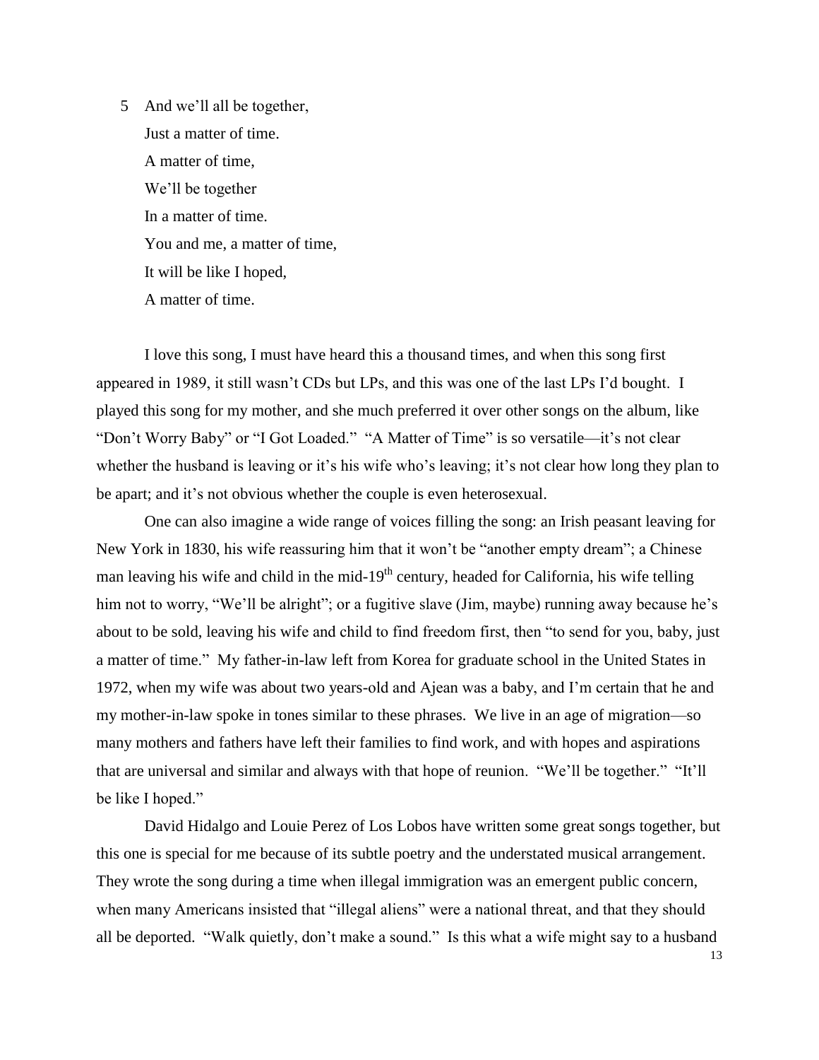5 And we'll all be together,  
Just a matter of time.  
A matter of time,  
We'll be together  
In a matter of time.  
You and me, a matter of time,  
It will be like I hoped,  
A matter of time.

I love this song, I must have heard this a thousand times, and when this song first appeared in 1989, it still wasn't CDs but LPs, and this was one of the last LPs I'd bought. I played this song for my mother, and she much preferred it over other songs on the album, like "Don't Worry Baby" or "I Got Loaded." "A Matter of Time" is so versatile—it's not clear whether the husband is leaving or it's his wife who's leaving; it's not clear how long they plan to be apart; and it's not obvious whether the couple is even heterosexual.

One can also imagine a wide range of voices filling the song: an Irish peasant leaving for New York in 1830, his wife reassuring him that it won't be "another empty dream"; a Chinese man leaving his wife and child in the mid-19th century, headed for California, his wife telling him not to worry, "We'll be alright"; or a fugitive slave (Jim, maybe) running away because he's about to be sold, leaving his wife and child to find freedom first, then "to send for you, baby, just a matter of time." My father-in-law left from Korea for graduate school in the United States in 1972, when my wife was about two years-old and Ajean was a baby, and I'm certain that he and my mother-in-law spoke in tones similar to these phrases. We live in an age of migration—so many mothers and fathers have left their families to find work, and with hopes and aspirations that are universal and similar and always with that hope of reunion. "We'll be together." "It'll be like I hoped."

David Hidalgo and Louie Perez of Los Lobos have written some great songs together, but this one is special for me because of its subtle poetry and the understated musical arrangement. They wrote the song during a time when illegal immigration was an emergent public concern, when many Americans insisted that "illegal aliens" were a national threat, and that they should all be deported. "Walk quietly, don't make a sound." Is this what a wife might say to a husband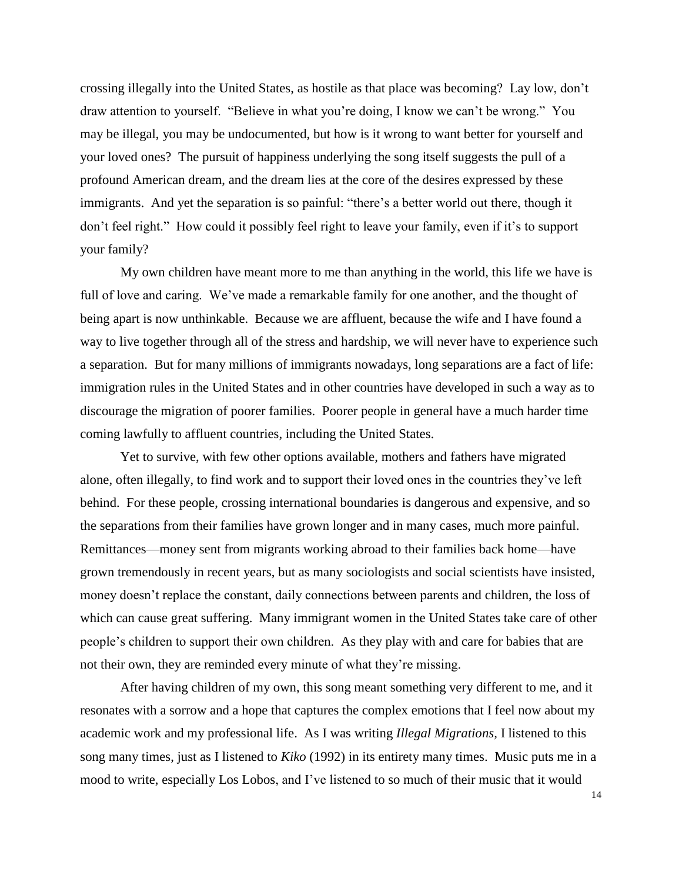crossing illegally into the United States, as hostile as that place was becoming? Lay low, don't draw attention to yourself. "Believe in what you're doing, I know we can't be wrong." You may be illegal, you may be undocumented, but how is it wrong to want better for yourself and your loved ones? The pursuit of happiness underlying the song itself suggests the pull of a profound American dream, and the dream lies at the core of the desires expressed by these immigrants. And yet the separation is so painful: "there's a better world out there, though it don't feel right." How could it possibly feel right to leave your family, even if it's to support your family?

My own children have meant more to me than anything in the world, this life we have is full of love and caring. We've made a remarkable family for one another, and the thought of being apart is now unthinkable. Because we are affluent, because the wife and I have found a way to live together through all of the stress and hardship, we will never have to experience such a separation. But for many millions of immigrants nowadays, long separations are a fact of life: immigration rules in the United States and in other countries have developed in such a way as to discourage the migration of poorer families. Poorer people in general have a much harder time coming lawfully to affluent countries, including the United States.

Yet to survive, with few other options available, mothers and fathers have migrated alone, often illegally, to find work and to support their loved ones in the countries they've left behind. For these people, crossing international boundaries is dangerous and expensive, and so the separations from their families have grown longer and in many cases, much more painful. Remittances—money sent from migrants working abroad to their families back home—have grown tremendously in recent years, but as many sociologists and social scientists have insisted, money doesn't replace the constant, daily connections between parents and children, the loss of which can cause great suffering. Many immigrant women in the United States take care of other people's children to support their own children. As they play with and care for babies that are not their own, they are reminded every minute of what they're missing.

After having children of my own, this song meant something very different to me, and it resonates with a sorrow and a hope that captures the complex emotions that I feel now about my academic work and my professional life. As I was writing *Illegal Migrations*, I listened to this song many times, just as I listened to *Kiko* (1992) in its entirety many times. Music puts me in a mood to write, especially Los Lobos, and I've listened to so much of their music that it would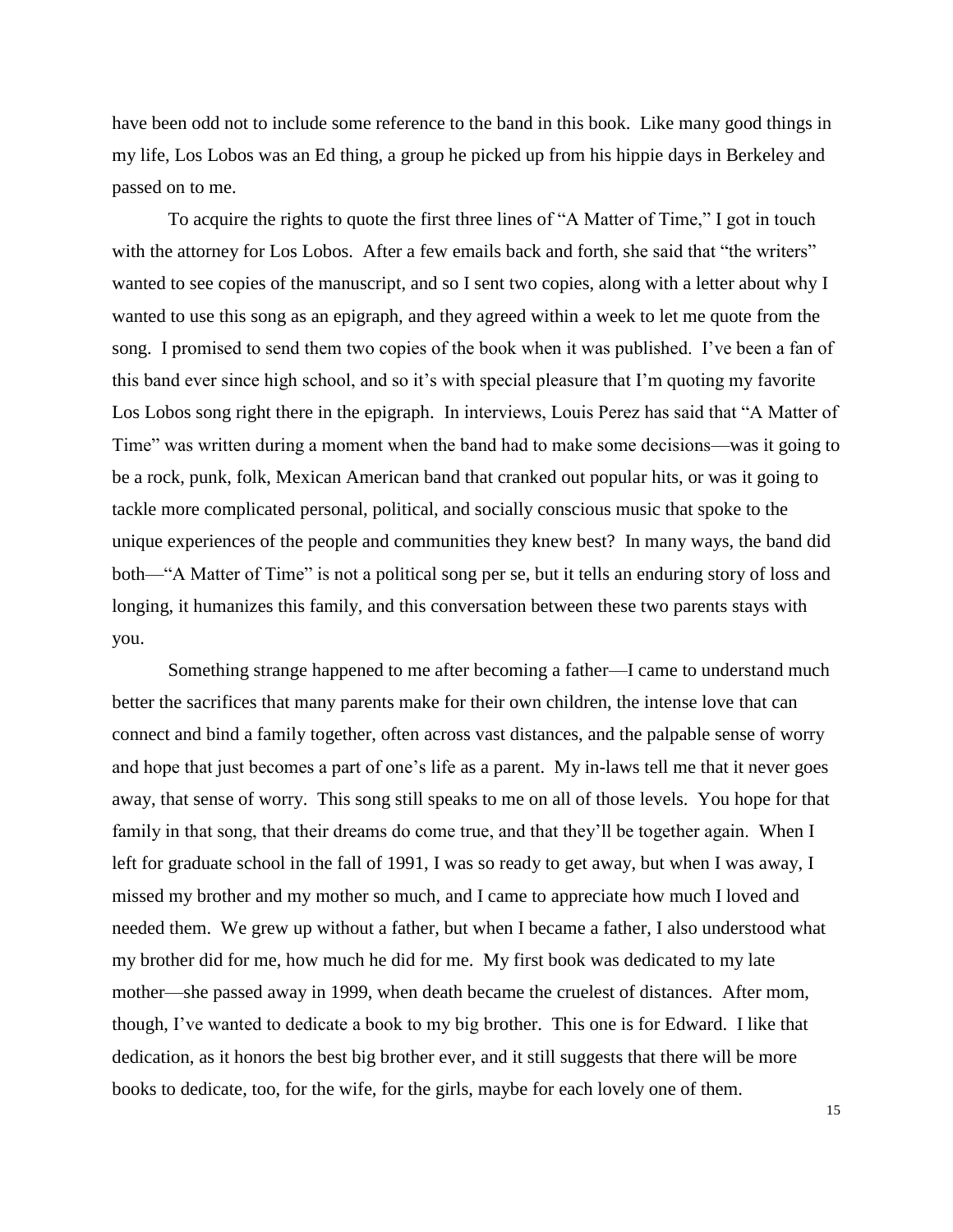have been odd not to include some reference to the band in this book. Like many good things in my life, Los Lobos was an Ed thing, a group he picked up from his hippie days in Berkeley and passed on to me.

To acquire the rights to quote the first three lines of "A Matter of Time," I got in touch with the attorney for Los Lobos. After a few emails back and forth, she said that "the writers" wanted to see copies of the manuscript, and so I sent two copies, along with a letter about why I wanted to use this song as an epigraph, and they agreed within a week to let me quote from the song. I promised to send them two copies of the book when it was published. I've been a fan of this band ever since high school, and so it's with special pleasure that I'm quoting my favorite Los Lobos song right there in the epigraph. In interviews, Louis Perez has said that "A Matter of Time" was written during a moment when the band had to make some decisions—was it going to be a rock, punk, folk, Mexican American band that cranked out popular hits, or was it going to tackle more complicated personal, political, and socially conscious music that spoke to the unique experiences of the people and communities they knew best? In many ways, the band did both—"A Matter of Time" is not a political song per se, but it tells an enduring story of loss and longing, it humanizes this family, and this conversation between these two parents stays with you.

Something strange happened to me after becoming a father—I came to understand much better the sacrifices that many parents make for their own children, the intense love that can connect and bind a family together, often across vast distances, and the palpable sense of worry and hope that just becomes a part of one's life as a parent. My in-laws tell me that it never goes away, that sense of worry. This song still speaks to me on all of those levels. You hope for that family in that song, that their dreams do come true, and that they'll be together again. When I left for graduate school in the fall of 1991, I was so ready to get away, but when I was away, I missed my brother and my mother so much, and I came to appreciate how much I loved and needed them. We grew up without a father, but when I became a father, I also understood what my brother did for me, how much he did for me. My first book was dedicated to my late mother—she passed away in 1999, when death became the cruelest of distances. After mom, though, I've wanted to dedicate a book to my big brother. This one is for Edward. I like that dedication, as it honors the best big brother ever, and it still suggests that there will be more books to dedicate, too, for the wife, for the girls, maybe for each lovely one of them.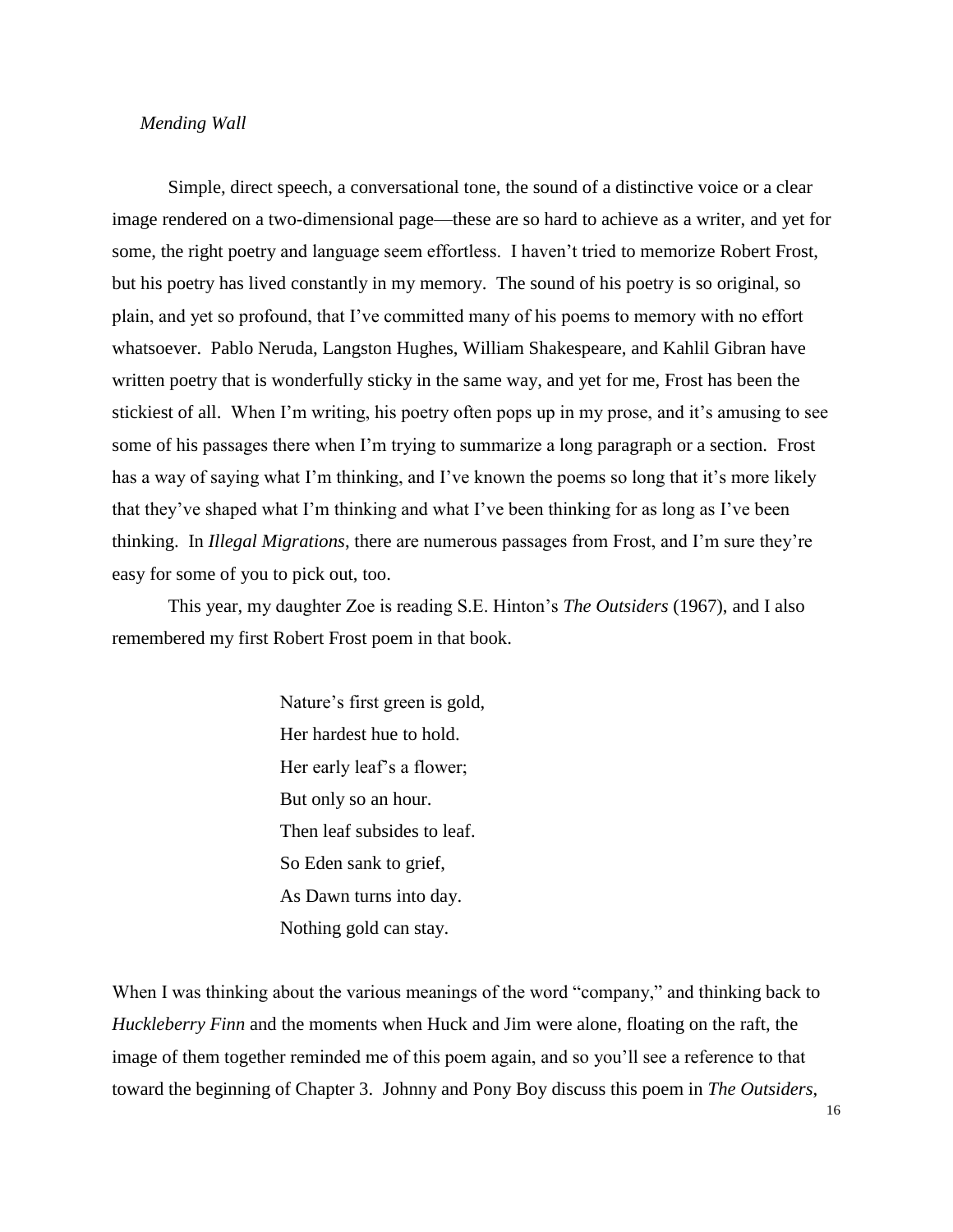*Mending Wall*

Simple, direct speech, a conversational tone, the sound of a distinctive voice or a clear image rendered on a two-dimensional page—these are so hard to achieve as a writer, and yet for some, the right poetry and language seem effortless. I haven't tried to memorize Robert Frost, but his poetry has lived constantly in my memory. The sound of his poetry is so original, so plain, and yet so profound, that I've committed many of his poems to memory with no effort whatsoever. Pablo Neruda, Langston Hughes, William Shakespeare, and Kahlil Gibran have written poetry that is wonderfully sticky in the same way, and yet for me, Frost has been the stickiest of all. When I'm writing, his poetry often pops up in my prose, and it's amusing to see some of his passages there when I'm trying to summarize a long paragraph or a section. Frost has a way of saying what I'm thinking, and I've known the poems so long that it's more likely that they've shaped what I'm thinking and what I've been thinking for as long as I've been thinking. In *Illegal Migrations*, there are numerous passages from Frost, and I'm sure they're easy for some of you to pick out, too.

This year, my daughter Zoe is reading S.E. Hinton's *The Outsiders* (1967), and I also remembered my first Robert Frost poem in that book.

> Nature's first green is gold,
> Her hardest hue to hold.
> Her early leaf's a flower;
> But only so an hour.
> Then leaf subsides to leaf.
> So Eden sank to grief,
> As Dawn turns into day.
> Nothing gold can stay.

When I was thinking about the various meanings of the word "company," and thinking back to *Huckleberry Finn* and the moments when Huck and Jim were alone, floating on the raft, the image of them together reminded me of this poem again, and so you'll see a reference to that toward the beginning of Chapter 3. Johnny and Pony Boy discuss this poem in *The Outsiders*,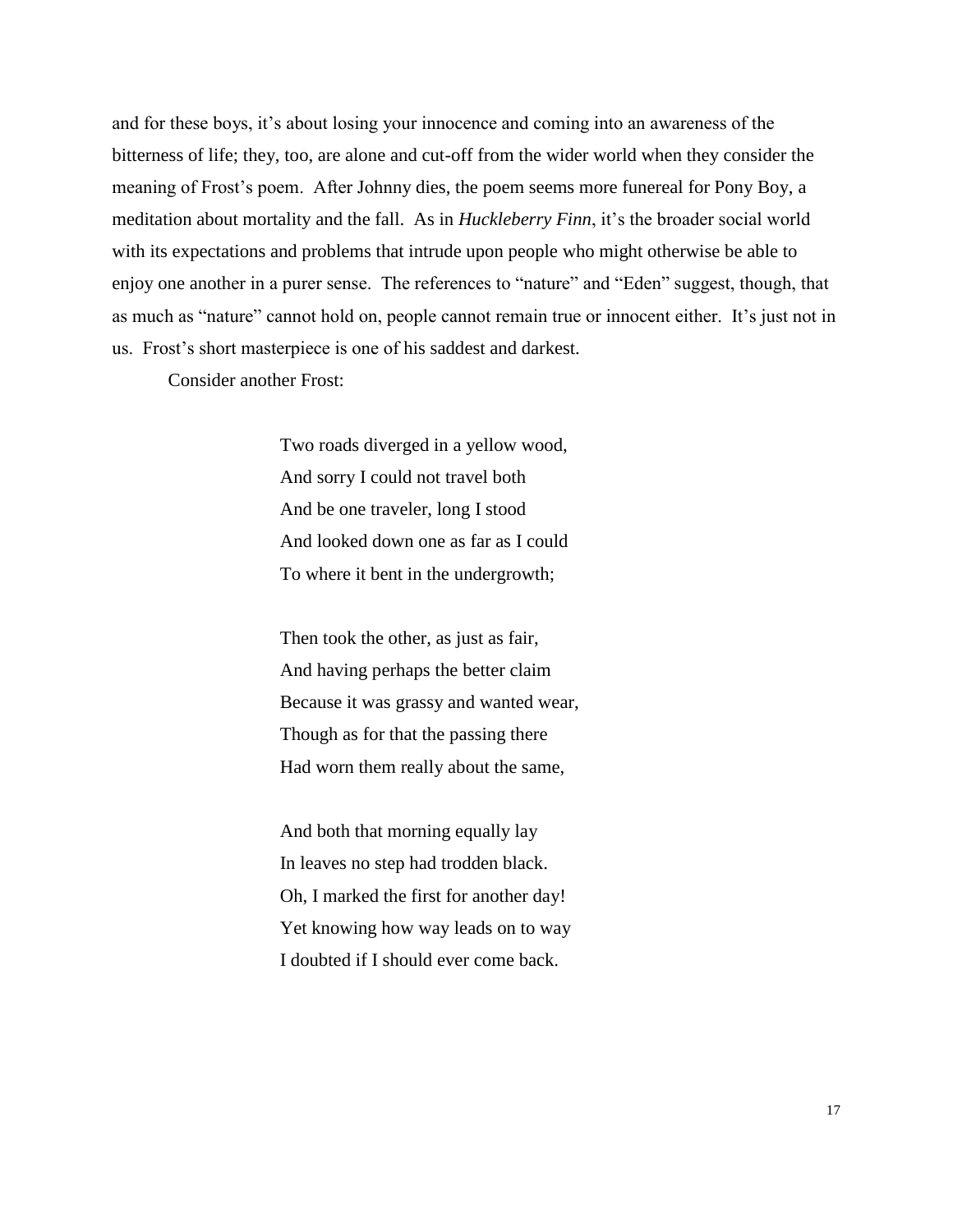and for these boys, it's about losing your innocence and coming into an awareness of the bitterness of life; they, too, are alone and cut-off from the wider world when they consider the meaning of Frost's poem. After Johnny dies, the poem seems more funereal for Pony Boy, a meditation about mortality and the fall. As in *Huckleberry Finn*, it's the broader social world with its expectations and problems that intrude upon people who might otherwise be able to enjoy one another in a purer sense. The references to "nature" and "Eden" suggest, though, that as much as "nature" cannot hold on, people cannot remain true or innocent either. It's just not in us. Frost's short masterpiece is one of his saddest and darkest.

Consider another Frost:

> Two roads diverged in a yellow wood,  
> And sorry I could not travel both  
> And be one traveler, long I stood  
> And looked down one as far as I could  
> To where it bent in the undergrowth;
>
> Then took the other, as just as fair,  
> And having perhaps the better claim  
> Because it was grassy and wanted wear,  
> Though as for that the passing there  
> Had worn them really about the same,
>
> And both that morning equally lay  
> In leaves no step had trodden black.  
> Oh, I marked the first for another day!  
> Yet knowing how way leads on to way  
> I doubted if I should ever come back.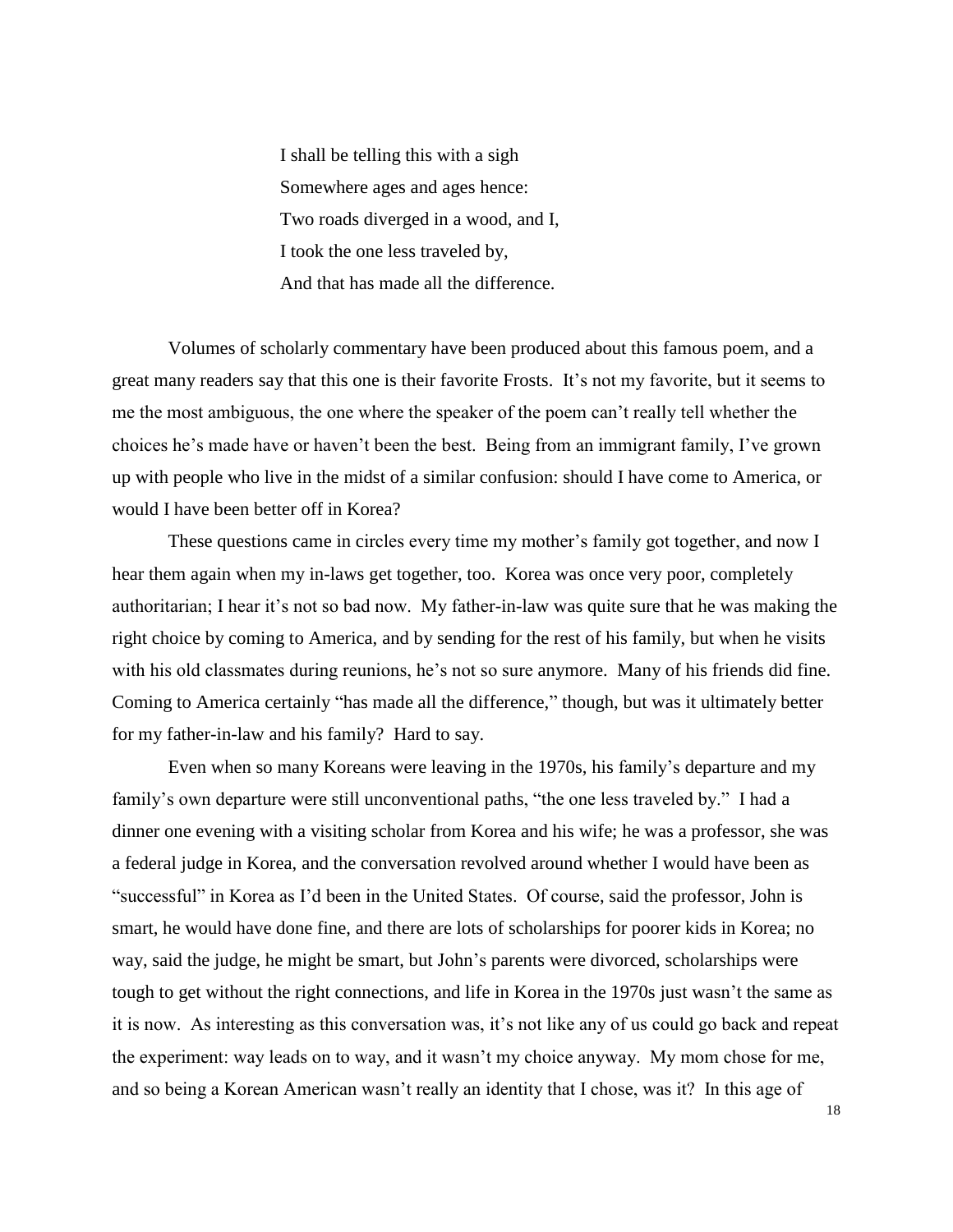> I shall be telling this with a sigh  
> Somewhere ages and ages hence:  
> Two roads diverged in a wood, and I,  
> I took the one less traveled by,  
> And that has made all the difference.

Volumes of scholarly commentary have been produced about this famous poem, and a great many readers say that this one is their favorite Frosts. It's not my favorite, but it seems to me the most ambiguous, the one where the speaker of the poem can't really tell whether the choices he's made have or haven't been the best. Being from an immigrant family, I've grown up with people who live in the midst of a similar confusion: should I have come to America, or would I have been better off in Korea?

These questions came in circles every time my mother's family got together, and now I hear them again when my in-laws get together, too. Korea was once very poor, completely authoritarian; I hear it's not so bad now. My father-in-law was quite sure that he was making the right choice by coming to America, and by sending for the rest of his family, but when he visits with his old classmates during reunions, he's not so sure anymore. Many of his friends did fine. Coming to America certainly "has made all the difference," though, but was it ultimately better for my father-in-law and his family? Hard to say.

Even when so many Koreans were leaving in the 1970s, his family's departure and my family's own departure were still unconventional paths, "the one less traveled by." I had a dinner one evening with a visiting scholar from Korea and his wife; he was a professor, she was a federal judge in Korea, and the conversation revolved around whether I would have been as "successful" in Korea as I'd been in the United States. Of course, said the professor, John is smart, he would have done fine, and there are lots of scholarships for poorer kids in Korea; no way, said the judge, he might be smart, but John's parents were divorced, scholarships were tough to get without the right connections, and life in Korea in the 1970s just wasn't the same as it is now. As interesting as this conversation was, it's not like any of us could go back and repeat the experiment: way leads on to way, and it wasn't my choice anyway. My mom chose for me, and so being a Korean American wasn't really an identity that I chose, was it? In this age of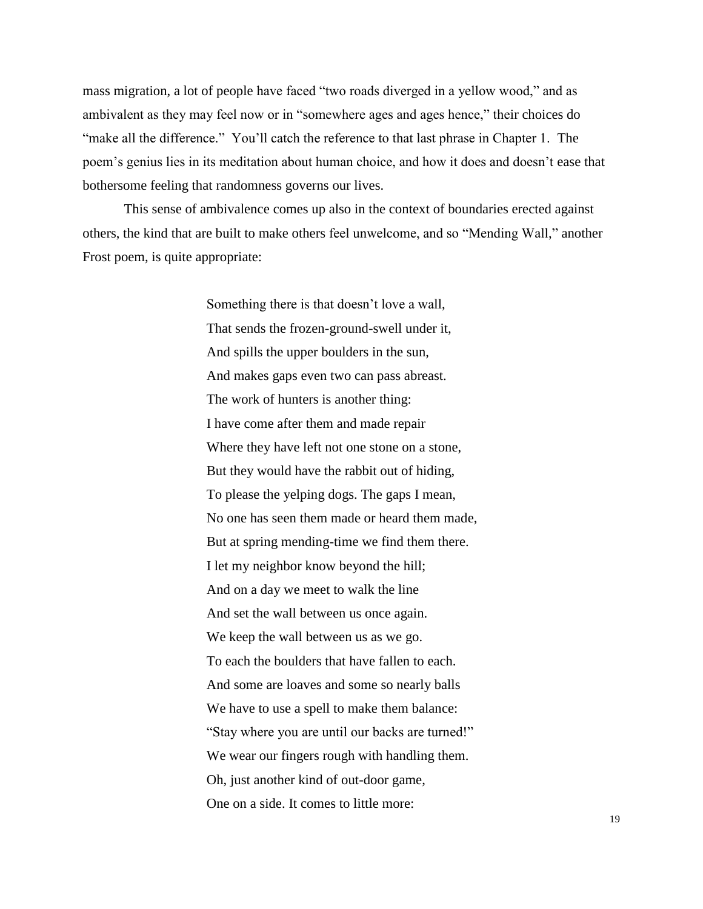mass migration, a lot of people have faced "two roads diverged in a yellow wood," and as ambivalent as they may feel now or in "somewhere ages and ages hence," their choices do "make all the difference." You'll catch the reference to that last phrase in Chapter 1. The poem's genius lies in its meditation about human choice, and how it does and doesn't ease that bothersome feeling that randomness governs our lives.

This sense of ambivalence comes up also in the context of boundaries erected against others, the kind that are built to make others feel unwelcome, and so "Mending Wall," another Frost poem, is quite appropriate:

> Something there is that doesn't love a wall,  
> That sends the frozen-ground-swell under it,  
> And spills the upper boulders in the sun,  
> And makes gaps even two can pass abreast.  
> The work of hunters is another thing:  
> I have come after them and made repair  
> Where they have left not one stone on a stone,  
> But they would have the rabbit out of hiding,  
> To please the yelping dogs. The gaps I mean,  
> No one has seen them made or heard them made,  
> But at spring mending-time we find them there.  
> I let my neighbor know beyond the hill;  
> And on a day we meet to walk the line  
> And set the wall between us once again.  
> We keep the wall between us as we go.  
> To each the boulders that have fallen to each.  
> And some are loaves and some so nearly balls  
> We have to use a spell to make them balance:  
> "Stay where you are until our backs are turned!"  
> We wear our fingers rough with handling them.  
> Oh, just another kind of out-door game,  
> One on a side. It comes to little more: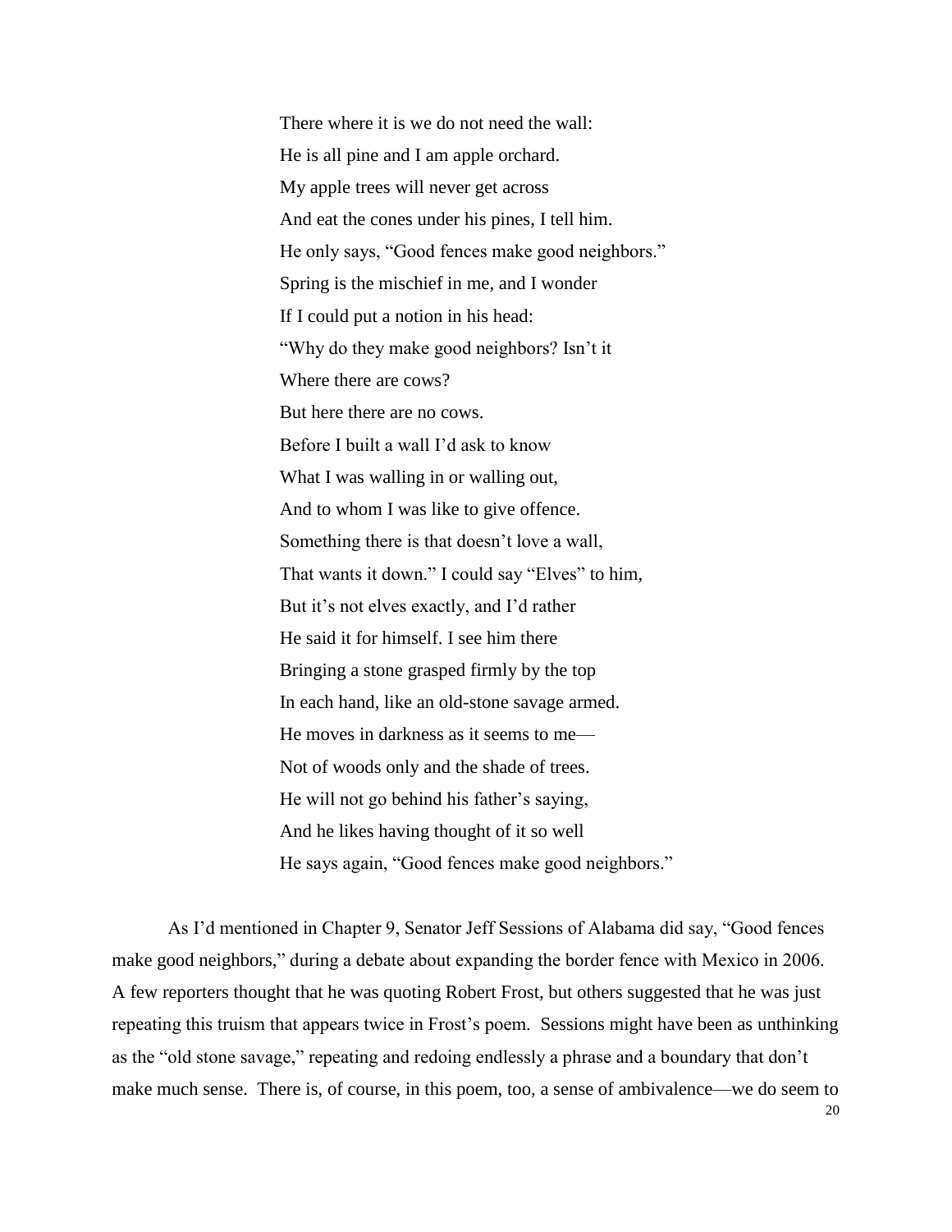There where it is we do not need the wall:  
He is all pine and I am apple orchard.  
My apple trees will never get across  
And eat the cones under his pines, I tell him.  
He only says, "Good fences make good neighbors."  
Spring is the mischief in me, and I wonder  
If I could put a notion in his head:  
"Why do they make good neighbors? Isn't it  
Where there are cows?  
But here there are no cows.  
Before I built a wall I'd ask to know  
What I was walling in or walling out,  
And to whom I was like to give offence.  
Something there is that doesn't love a wall,  
That wants it down." I could say "Elves" to him,  
But it's not elves exactly, and I'd rather  
He said it for himself. I see him there  
Bringing a stone grasped firmly by the top  
In each hand, like an old-stone savage armed.  
He moves in darkness as it seems to me—  
Not of woods only and the shade of trees.  
He will not go behind his father's saying,  
And he likes having thought of it so well  
He says again, "Good fences make good neighbors."

As I'd mentioned in Chapter 9, Senator Jeff Sessions of Alabama did say, "Good fences make good neighbors," during a debate about expanding the border fence with Mexico in 2006. A few reporters thought that he was quoting Robert Frost, but others suggested that he was just repeating this truism that appears twice in Frost's poem. Sessions might have been as unthinking as the "old stone savage," repeating and redoing endlessly a phrase and a boundary that don't make much sense. There is, of course, in this poem, too, a sense of ambivalence—we do seem to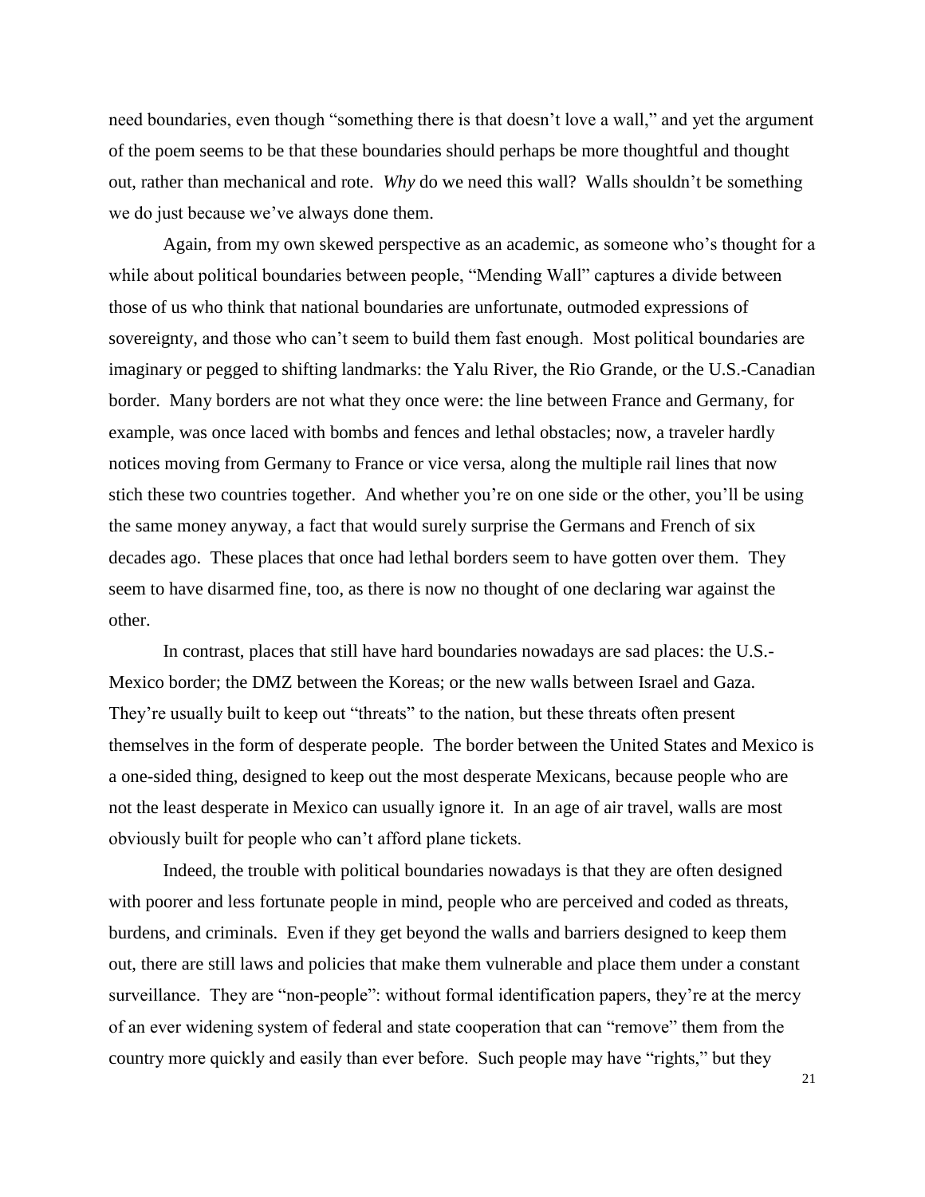need boundaries, even though "something there is that doesn't love a wall," and yet the argument of the poem seems to be that these boundaries should perhaps be more thoughtful and thought out, rather than mechanical and rote. *Why* do we need this wall? Walls shouldn't be something we do just because we've always done them.

Again, from my own skewed perspective as an academic, as someone who's thought for a while about political boundaries between people, "Mending Wall" captures a divide between those of us who think that national boundaries are unfortunate, outmoded expressions of sovereignty, and those who can't seem to build them fast enough. Most political boundaries are imaginary or pegged to shifting landmarks: the Yalu River, the Rio Grande, or the U.S.-Canadian border. Many borders are not what they once were: the line between France and Germany, for example, was once laced with bombs and fences and lethal obstacles; now, a traveler hardly notices moving from Germany to France or vice versa, along the multiple rail lines that now stich these two countries together. And whether you're on one side or the other, you'll be using the same money anyway, a fact that would surely surprise the Germans and French of six decades ago. These places that once had lethal borders seem to have gotten over them. They seem to have disarmed fine, too, as there is now no thought of one declaring war against the other.

In contrast, places that still have hard boundaries nowadays are sad places: the U.S.-Mexico border; the DMZ between the Koreas; or the new walls between Israel and Gaza. They're usually built to keep out "threats" to the nation, but these threats often present themselves in the form of desperate people. The border between the United States and Mexico is a one-sided thing, designed to keep out the most desperate Mexicans, because people who are not the least desperate in Mexico can usually ignore it. In an age of air travel, walls are most obviously built for people who can't afford plane tickets.

Indeed, the trouble with political boundaries nowadays is that they are often designed with poorer and less fortunate people in mind, people who are perceived and coded as threats, burdens, and criminals. Even if they get beyond the walls and barriers designed to keep them out, there are still laws and policies that make them vulnerable and place them under a constant surveillance. They are "non-people": without formal identification papers, they're at the mercy of an ever widening system of federal and state cooperation that can "remove" them from the country more quickly and easily than ever before. Such people may have "rights," but they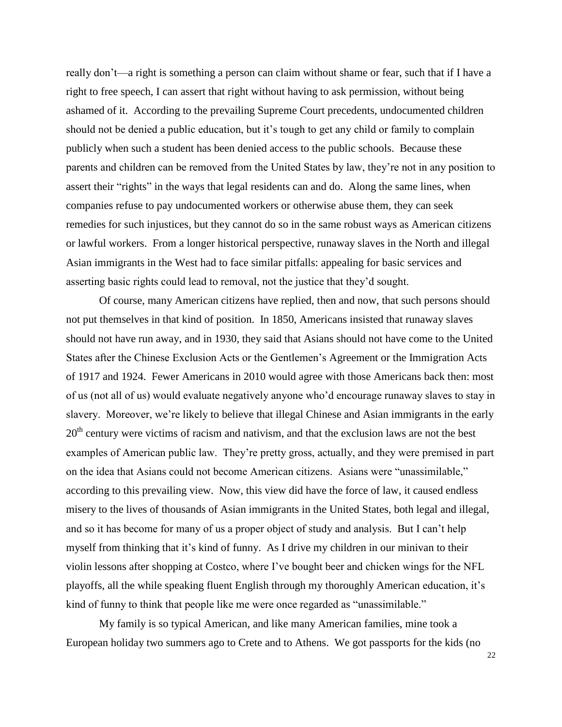really don't—a right is something a person can claim without shame or fear, such that if I have a right to free speech, I can assert that right without having to ask permission, without being ashamed of it. According to the prevailing Supreme Court precedents, undocumented children should not be denied a public education, but it's tough to get any child or family to complain publicly when such a student has been denied access to the public schools. Because these parents and children can be removed from the United States by law, they're not in any position to assert their "rights" in the ways that legal residents can and do. Along the same lines, when companies refuse to pay undocumented workers or otherwise abuse them, they can seek remedies for such injustices, but they cannot do so in the same robust ways as American citizens or lawful workers. From a longer historical perspective, runaway slaves in the North and illegal Asian immigrants in the West had to face similar pitfalls: appealing for basic services and asserting basic rights could lead to removal, not the justice that they'd sought.

Of course, many American citizens have replied, then and now, that such persons should not put themselves in that kind of position. In 1850, Americans insisted that runaway slaves should not have run away, and in 1930, they said that Asians should not have come to the United States after the Chinese Exclusion Acts or the Gentlemen's Agreement or the Immigration Acts of 1917 and 1924. Fewer Americans in 2010 would agree with those Americans back then: most of us (not all of us) would evaluate negatively anyone who'd encourage runaway slaves to stay in slavery. Moreover, we're likely to believe that illegal Chinese and Asian immigrants in the early 20th century were victims of racism and nativism, and that the exclusion laws are not the best examples of American public law. They're pretty gross, actually, and they were premised in part on the idea that Asians could not become American citizens. Asians were "unassimilable," according to this prevailing view. Now, this view did have the force of law, it caused endless misery to the lives of thousands of Asian immigrants in the United States, both legal and illegal, and so it has become for many of us a proper object of study and analysis. But I can't help myself from thinking that it's kind of funny. As I drive my children in our minivan to their violin lessons after shopping at Costco, where I've bought beer and chicken wings for the NFL playoffs, all the while speaking fluent English through my thoroughly American education, it's kind of funny to think that people like me were once regarded as "unassimilable."

My family is so typical American, and like many American families, mine took a European holiday two summers ago to Crete and to Athens. We got passports for the kids (no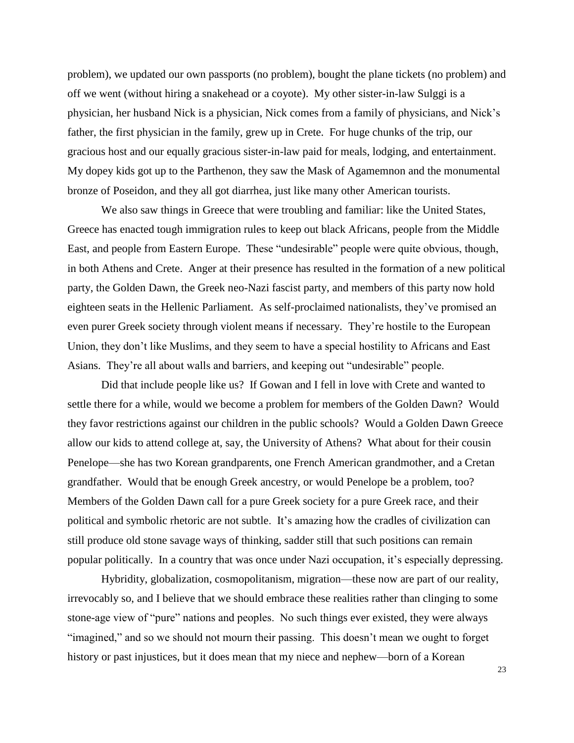problem), we updated our own passports (no problem), bought the plane tickets (no problem) and off we went (without hiring a snakehead or a coyote). My other sister-in-law Sulggi is a physician, her husband Nick is a physician, Nick comes from a family of physicians, and Nick's father, the first physician in the family, grew up in Crete. For huge chunks of the trip, our gracious host and our equally gracious sister-in-law paid for meals, lodging, and entertainment. My dopey kids got up to the Parthenon, they saw the Mask of Agamemnon and the monumental bronze of Poseidon, and they all got diarrhea, just like many other American tourists.

We also saw things in Greece that were troubling and familiar: like the United States, Greece has enacted tough immigration rules to keep out black Africans, people from the Middle East, and people from Eastern Europe. These "undesirable" people were quite obvious, though, in both Athens and Crete. Anger at their presence has resulted in the formation of a new political party, the Golden Dawn, the Greek neo-Nazi fascist party, and members of this party now hold eighteen seats in the Hellenic Parliament. As self-proclaimed nationalists, they've promised an even purer Greek society through violent means if necessary. They're hostile to the European Union, they don't like Muslims, and they seem to have a special hostility to Africans and East Asians. They're all about walls and barriers, and keeping out "undesirable" people.

Did that include people like us? If Gowan and I fell in love with Crete and wanted to settle there for a while, would we become a problem for members of the Golden Dawn? Would they favor restrictions against our children in the public schools? Would a Golden Dawn Greece allow our kids to attend college at, say, the University of Athens? What about for their cousin Penelope—she has two Korean grandparents, one French American grandmother, and a Cretan grandfather. Would that be enough Greek ancestry, or would Penelope be a problem, too? Members of the Golden Dawn call for a pure Greek society for a pure Greek race, and their political and symbolic rhetoric are not subtle. It's amazing how the cradles of civilization can still produce old stone savage ways of thinking, sadder still that such positions can remain popular politically. In a country that was once under Nazi occupation, it's especially depressing.

Hybridity, globalization, cosmopolitanism, migration—these now are part of our reality, irrevocably so, and I believe that we should embrace these realities rather than clinging to some stone-age view of "pure" nations and peoples. No such things ever existed, they were always "imagined," and so we should not mourn their passing. This doesn't mean we ought to forget history or past injustices, but it does mean that my niece and nephew—born of a Korean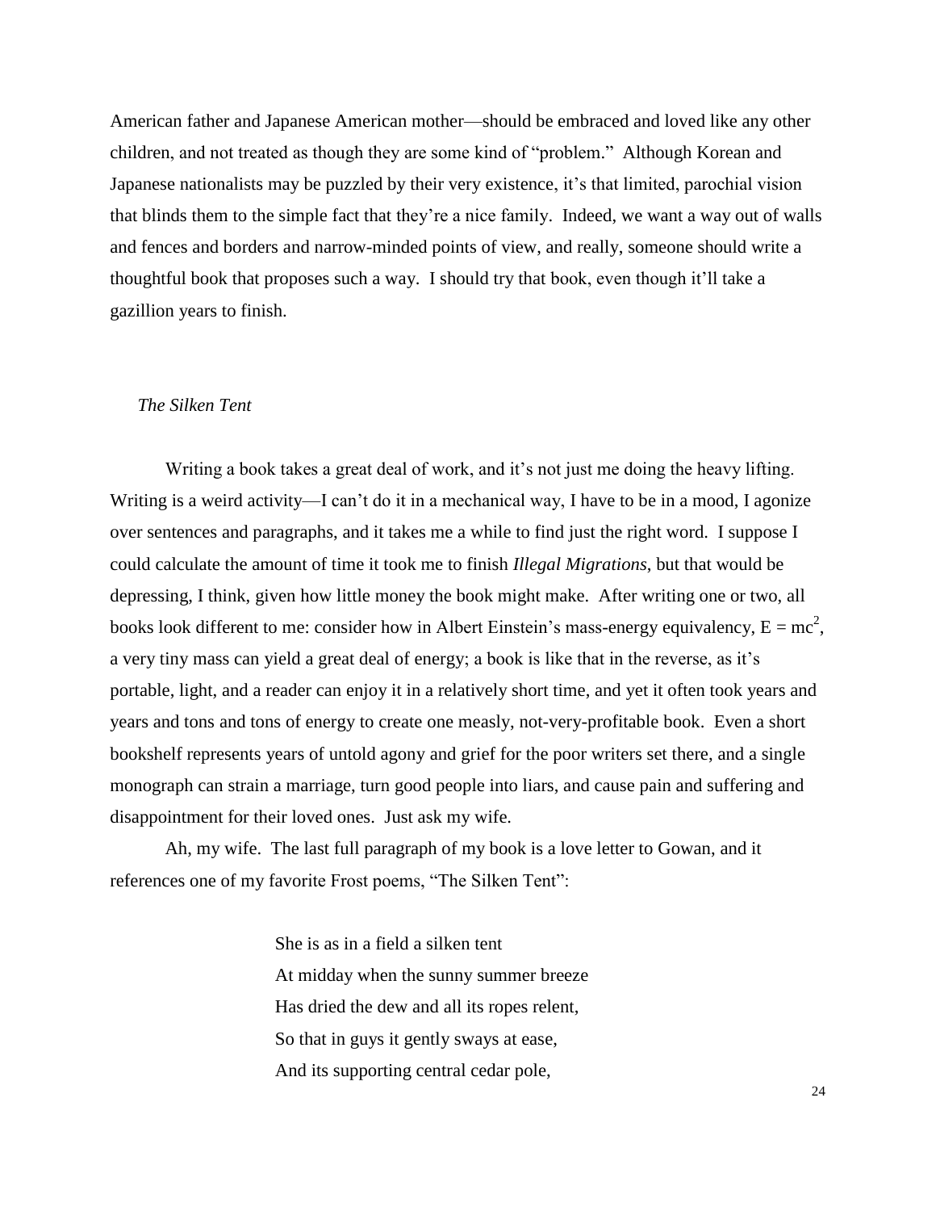American father and Japanese American mother—should be embraced and loved like any other children, and not treated as though they are some kind of "problem." Although Korean and Japanese nationalists may be puzzled by their very existence, it's that limited, parochial vision that blinds them to the simple fact that they're a nice family. Indeed, we want a way out of walls and fences and borders and narrow-minded points of view, and really, someone should write a thoughtful book that proposes such a way. I should try that book, even though it'll take a gazillion years to finish.

### *The Silken Tent*

Writing a book takes a great deal of work, and it's not just me doing the heavy lifting. Writing is a weird activity—I can't do it in a mechanical way, I have to be in a mood, I agonize over sentences and paragraphs, and it takes me a while to find just the right word. I suppose I could calculate the amount of time it took me to finish *Illegal Migrations*, but that would be depressing, I think, given how little money the book might make. After writing one or two, all books look different to me: consider how in Albert Einstein's mass-energy equivalency, $E = mc^2$, a very tiny mass can yield a great deal of energy; a book is like that in the reverse, as it's portable, light, and a reader can enjoy it in a relatively short time, and yet it often took years and years and tons and tons of energy to create one measly, not-very-profitable book. Even a short bookshelf represents years of untold agony and grief for the poor writers set there, and a single monograph can strain a marriage, turn good people into liars, and cause pain and suffering and disappointment for their loved ones. Just ask my wife.

Ah, my wife. The last full paragraph of my book is a love letter to Gowan, and it references one of my favorite Frost poems, "The Silken Tent":

> She is as in a field a silken tent
> At midday when the sunny summer breeze
> Has dried the dew and all its ropes relent,
> So that in guys it gently sways at ease,
> And its supporting central cedar pole,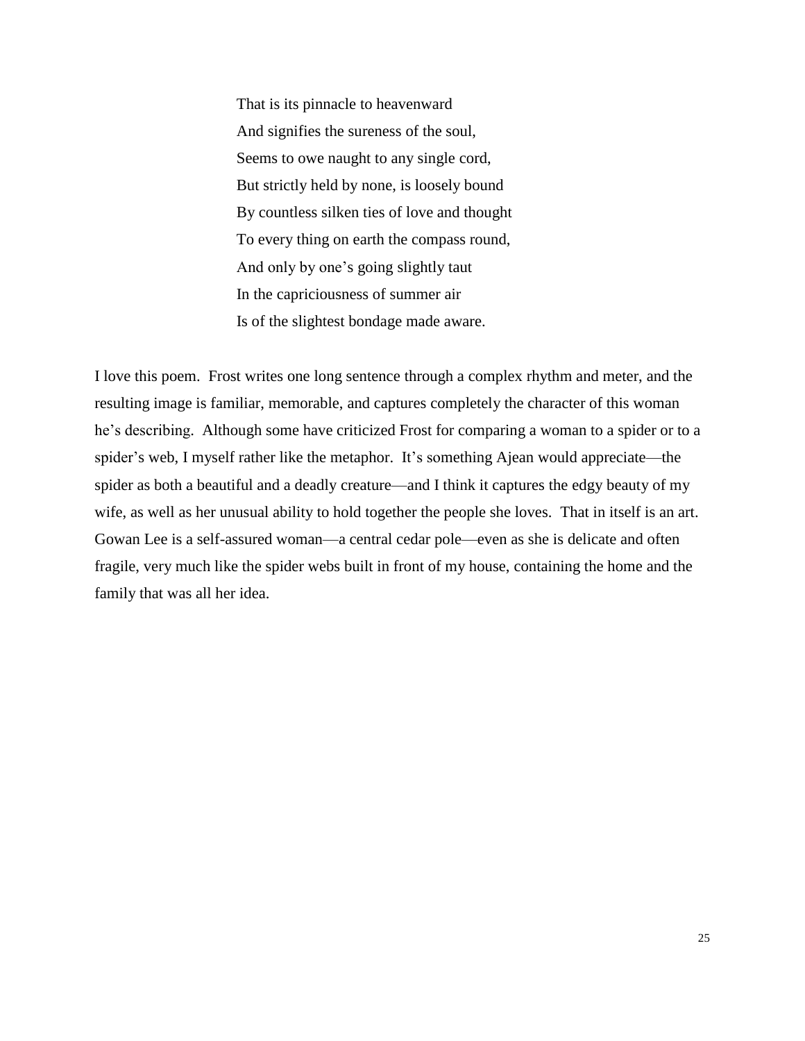That is its pinnacle to heavenward  
And signifies the sureness of the soul,  
Seems to owe naught to any single cord,  
But strictly held by none, is loosely bound  
By countless silken ties of love and thought  
To every thing on earth the compass round,  
And only by one's going slightly taut  
In the capriciousness of summer air  
Is of the slightest bondage made aware.

I love this poem. Frost writes one long sentence through a complex rhythm and meter, and the resulting image is familiar, memorable, and captures completely the character of this woman he's describing. Although some have criticized Frost for comparing a woman to a spider or to a spider's web, I myself rather like the metaphor. It's something Ajean would appreciate—the spider as both a beautiful and a deadly creature—and I think it captures the edgy beauty of my wife, as well as her unusual ability to hold together the people she loves. That in itself is an art. Gowan Lee is a self-assured woman—a central cedar pole—even as she is delicate and often fragile, very much like the spider webs built in front of my house, containing the home and the family that was all her idea.